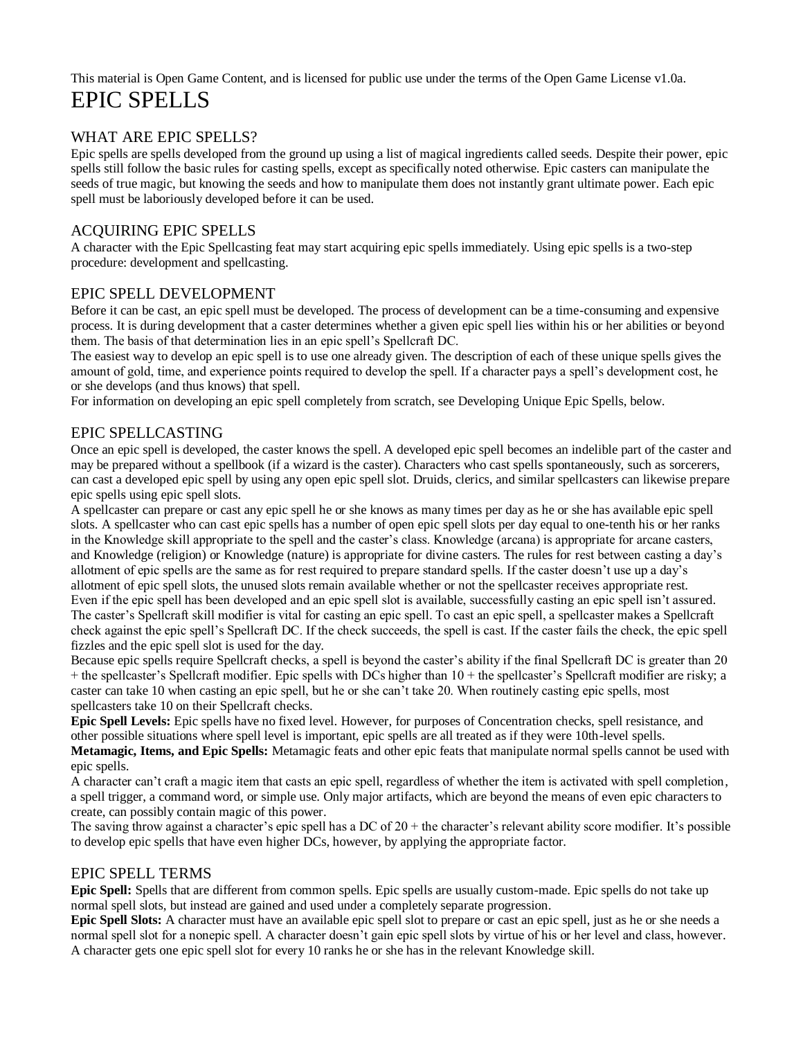This material is Open Game Content, and is licensed for public use under the terms of the Open Game License v1.0a.

# EPIC SPELLS

## WHAT ARE EPIC SPELLS?

Epic spells are spells developed from the ground up using a list of magical ingredients called seeds. Despite their power, epic spells still follow the basic rules for casting spells, except as specifically noted otherwise. Epic casters can manipulate the seeds of true magic, but knowing the seeds and how to manipulate them does not instantly grant ultimate power. Each epic spell must be laboriously developed before it can be used.

## ACQUIRING EPIC SPELLS

A character with the Epic Spellcasting feat may start acquiring epic spells immediately. Using epic spells is a two-step procedure: development and spellcasting.

## EPIC SPELL DEVELOPMENT

Before it can be cast, an epic spell must be developed. The process of development can be a time-consuming and expensive process. It is during development that a caster determines whether a given epic spell lies within his or her abilities or beyond them. The basis of that determination lies in an epic spell's Spellcraft DC.

The easiest way to develop an epic spell is to use one already given. The description of each of these unique spells gives the amount of gold, time, and experience points required to develop the spell. If a character pays a spell's development cost, he or she develops (and thus knows) that spell.

For information on developing an epic spell completely from scratch, see Developing Unique Epic Spells, below.

## EPIC SPELLCASTING

Once an epic spell is developed, the caster knows the spell. A developed epic spell becomes an indelible part of the caster and may be prepared without a spellbook (if a wizard is the caster). Characters who cast spells spontaneously, such as sorcerers, can cast a developed epic spell by using any open epic spell slot. Druids, clerics, and similar spellcasters can likewise prepare epic spells using epic spell slots.

A spellcaster can prepare or cast any epic spell he or she knows as many times per day as he or she has available epic spell slots. A spellcaster who can cast epic spells has a number of open epic spell slots per day equal to one-tenth his or her ranks in the Knowledge skill appropriate to the spell and the caster's class. Knowledge (arcana) is appropriate for arcane casters, and Knowledge (religion) or Knowledge (nature) is appropriate for divine casters. The rules for rest between casting a day's allotment of epic spells are the same as for rest required to prepare standard spells. If the caster doesn't use up a day's allotment of epic spell slots, the unused slots remain available whether or not the spellcaster receives appropriate rest.

Even if the epic spell has been developed and an epic spell slot is available, successfully casting an epic spell isn't assured. The caster's Spellcraft skill modifier is vital for casting an epic spell. To cast an epic spell, a spellcaster makes a Spellcraft check against the epic spell's Spellcraft DC. If the check succeeds, the spell is cast. If the caster fails the check, the epic spell fizzles and the epic spell slot is used for the day.

Because epic spells require Spellcraft checks, a spell is beyond the caster's ability if the final Spellcraft DC is greater than 20 + the spellcaster's Spellcraft modifier. Epic spells with DCs higher than 10 + the spellcaster's Spellcraft modifier are risky; a caster can take 10 when casting an epic spell, but he or she can't take 20. When routinely casting epic spells, most spellcasters take 10 on their Spellcraft checks.

**Epic Spell Levels:** Epic spells have no fixed level. However, for purposes of Concentration checks, spell resistance, and other possible situations where spell level is important, epic spells are all treated as if they were 10th-level spells.

**Metamagic, Items, and Epic Spells:** Metamagic feats and other epic feats that manipulate normal spells cannot be used with epic spells.

A character can't craft a magic item that casts an epic spell, regardless of whether the item is activated with spell completion, a spell trigger, a command word, or simple use. Only major artifacts, which are beyond the means of even epic characters to create, can possibly contain magic of this power.

The saving throw against a character's epic spell has a DC of 20 + the character's relevant ability score modifier. It's possible to develop epic spells that have even higher DCs, however, by applying the appropriate factor.

## EPIC SPELL TERMS

**Epic Spell:** Spells that are different from common spells. Epic spells are usually custom-made. Epic spells do not take up normal spell slots, but instead are gained and used under a completely separate progression.

**Epic Spell Slots:** A character must have an available epic spell slot to prepare or cast an epic spell, just as he or she needs a normal spell slot for a nonepic spell. A character doesn't gain epic spell slots by virtue of his or her level and class, however. A character gets one epic spell slot for every 10 ranks he or she has in the relevant Knowledge skill.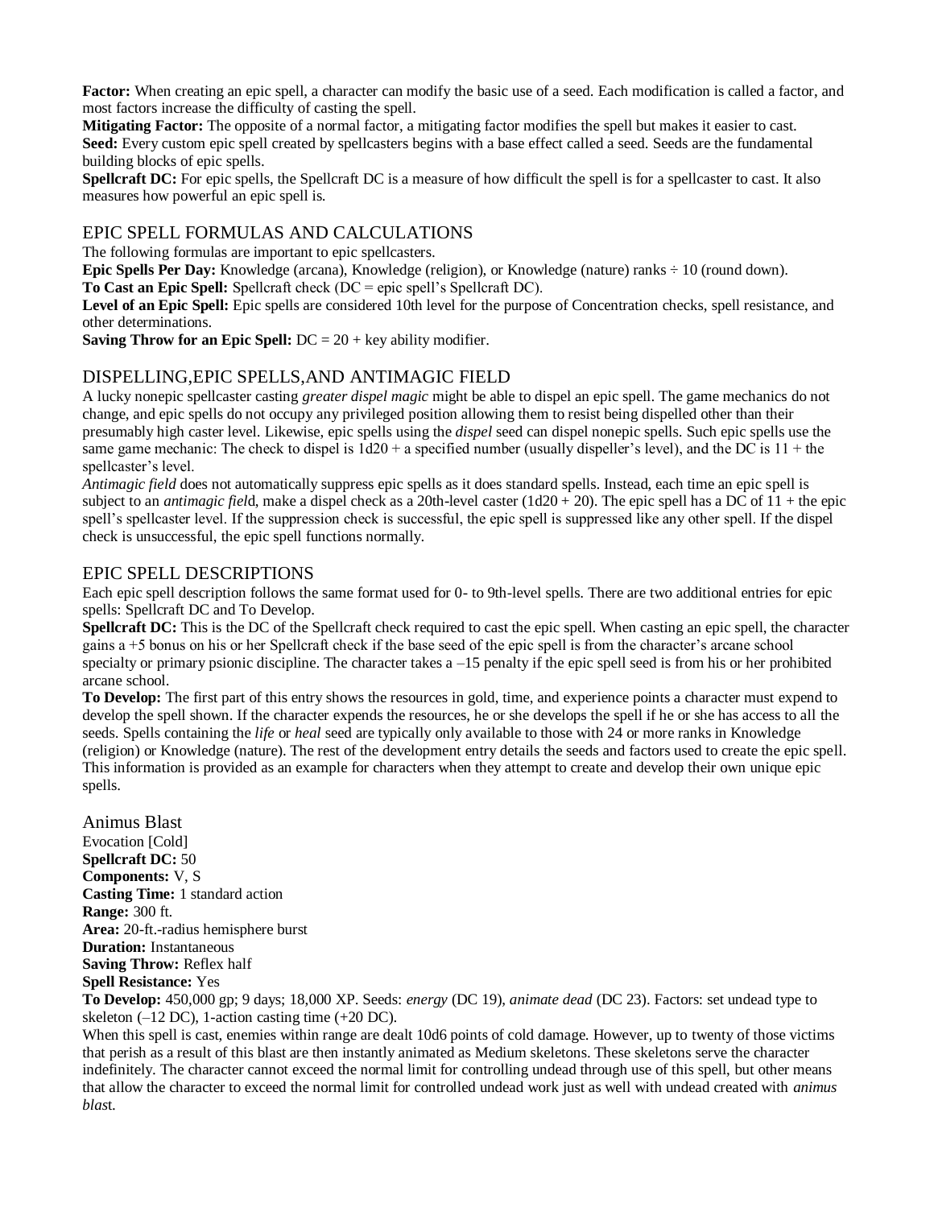**Factor:** When creating an epic spell, a character can modify the basic use of a seed. Each modification is called a factor, and most factors increase the difficulty of casting the spell.

**Mitigating Factor:** The opposite of a normal factor, a mitigating factor modifies the spell but makes it easier to cast.

**Seed:** Every custom epic spell created by spellcasters begins with a base effect called a seed. Seeds are the fundamental building blocks of epic spells.

**Spellcraft DC:** For epic spells, the Spellcraft DC is a measure of how difficult the spell is for a spellcaster to cast. It also measures how powerful an epic spell is.

## EPIC SPELL FORMULAS AND CALCULATIONS

The following formulas are important to epic spellcasters.

**Epic Spells Per Day:** Knowledge (arcana), Knowledge (religion), or Knowledge (nature) ranks ÷ 10 (round down).

**To Cast an Epic Spell:** Spellcraft check (DC = epic spell's Spellcraft DC).

**Level of an Epic Spell:** Epic spells are considered 10th level for the purpose of Concentration checks, spell resistance, and other determinations.

**Saving Throw for an Epic Spell:** DC = 20 + key ability modifier.

## DISPELLING,EPIC SPELLS,AND ANTIMAGIC FIELD

A lucky nonepic spellcaster casting *greater dispel magic* might be able to dispel an epic spell. The game mechanics do not change, and epic spells do not occupy any privileged position allowing them to resist being dispelled other than their presumably high caster level. Likewise, epic spells using the *dispel* seed can dispel nonepic spells. Such epic spells use the same game mechanic: The check to dispel is 1d20 + a specified number (usually dispeller's level), and the DC is 11 + the spellcaster's level.

*Antimagic field* does not automatically suppress epic spells as it does standard spells. Instead, each time an epic spell is subject to an *antimagic field*, make a dispel check as a 20th-level caster (1d20 + 20). The epic spell has a DC of 11 + the epic spell's spellcaster level. If the suppression check is successful, the epic spell is suppressed like any other spell. If the dispel check is unsuccessful, the epic spell functions normally.

## EPIC SPELL DESCRIPTIONS

Each epic spell description follows the same format used for 0- to 9th-level spells. There are two additional entries for epic spells: Spellcraft DC and To Develop.

**Spellcraft DC:** This is the DC of the Spellcraft check required to cast the epic spell. When casting an epic spell, the character gains a +5 bonus on his or her Spellcraft check if the base seed of the epic spell is from the character's arcane school specialty or primary psionic discipline. The character takes a –15 penalty if the epic spell seed is from his or her prohibited arcane school.

**To Develop:** The first part of this entry shows the resources in gold, time, and experience points a character must expend to develop the spell shown. If the character expends the resources, he or she develops the spell if he or she has access to all the seeds. Spells containing the *life* or *heal* seed are typically only available to those with 24 or more ranks in Knowledge (religion) or Knowledge (nature). The rest of the development entry details the seeds and factors used to create the epic spell. This information is provided as an example for characters when they attempt to create and develop their own unique epic spells.

### Animus Blast

Evocation [Cold]
**Spellcraft DC:** 50
**Components:** V, S
**Casting Time:** 1 standard action
**Range:** 300 ft.
**Area:** 20-ft.-radius hemisphere burst
**Duration:** Instantaneous
**Saving Throw:** Reflex half
**Spell Resistance:** Yes
**To Develop:** 450,000 gp; 9 days; 18,000 XP. Seeds: *energy* (DC 19), *animate dead* (DC 23). Factors: set undead type to skeleton (–12 DC), 1-action casting time (+20 DC).

When this spell is cast, enemies within range are dealt 10d6 points of cold damage. However, up to twenty of those victims that perish as a result of this blast are then instantly animated as Medium skeletons. These skeletons serve the character indefinitely. The character cannot exceed the normal limit for controlling undead through use of this spell, but other means that allow the character to exceed the normal limit for controlled undead work just as well with undead created with *animus blast*.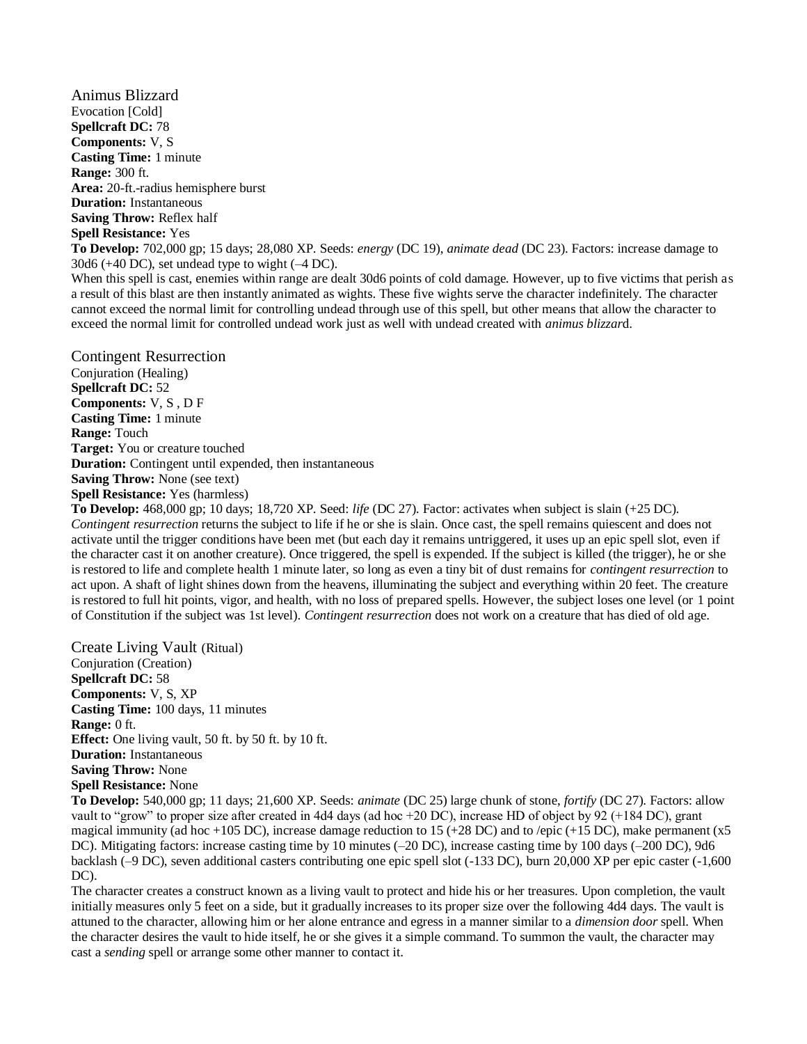## Animus Blizzard

Evocation [Cold]
**Spellcraft DC:** 78
**Components:** V, S
**Casting Time:** 1 minute
**Range:** 300 ft.
**Area:** 20-ft.-radius hemisphere burst
**Duration:** Instantaneous
**Saving Throw:** Reflex half
**Spell Resistance:** Yes
**To Develop:** 702,000 gp; 15 days; 28,080 XP. Seeds: *energy* (DC 19), *animate dead* (DC 23). Factors: increase damage to 30d6 (+40 DC), set undead type to wight (–4 DC).

When this spell is cast, enemies within range are dealt 30d6 points of cold damage. However, up to five victims that perish as a result of this blast are then instantly animated as wights. These five wights serve the character indefinitely. The character cannot exceed the normal limit for controlling undead through use of this spell, but other means that allow the character to exceed the normal limit for controlled undead work just as well with undead created with *animus blizzard*.

## Contingent Resurrection

Conjuration (Healing)
**Spellcraft DC:** 52
**Components:** V, S , D F
**Casting Time:** 1 minute
**Range:** Touch
**Target:** You or creature touched
**Duration:** Contingent until expended, then instantaneous
**Saving Throw:** None (see text)
**Spell Resistance:** Yes (harmless)
**To Develop:** 468,000 gp; 10 days; 18,720 XP. Seed: *life* (DC 27). Factor: activates when subject is slain (+25 DC).

*Contingent resurrection* returns the subject to life if he or she is slain. Once cast, the spell remains quiescent and does not activate until the trigger conditions have been met (but each day it remains untriggered, it uses up an epic spell slot, even if the character cast it on another creature). Once triggered, the spell is expended. If the subject is killed (the trigger), he or she is restored to life and complete health 1 minute later, so long as even a tiny bit of dust remains for *contingent resurrection* to act upon. A shaft of light shines down from the heavens, illuminating the subject and everything within 20 feet. The creature is restored to full hit points, vigor, and health, with no loss of prepared spells. However, the subject loses one level (or 1 point of Constitution if the subject was 1st level). *Contingent resurrection* does not work on a creature that has died of old age.

## Create Living Vault (Ritual)

Conjuration (Creation)
**Spellcraft DC:** 58
**Components:** V, S, XP
**Casting Time:** 100 days, 11 minutes
**Range:** 0 ft.
**Effect:** One living vault, 50 ft. by 50 ft. by 10 ft.
**Duration:** Instantaneous
**Saving Throw:** None
**Spell Resistance:** None
**To Develop:** 540,000 gp; 11 days; 21,600 XP. Seeds: *animate* (DC 25) large chunk of stone, *fortify* (DC 27). Factors: allow vault to "grow" to proper size after created in 4d4 days (ad hoc +20 DC), increase HD of object by 92 (+184 DC), grant magical immunity (ad hoc +105 DC), increase damage reduction to 15 (+28 DC) and to /epic (+15 DC), make permanent (x5 DC). Mitigating factors: increase casting time by 10 minutes (–20 DC), increase casting time by 100 days (–200 DC), 9d6 backlash (–9 DC), seven additional casters contributing one epic spell slot (-133 DC), burn 20,000 XP per epic caster (-1,600 DC).

The character creates a construct known as a living vault to protect and hide his or her treasures. Upon completion, the vault initially measures only 5 feet on a side, but it gradually increases to its proper size over the following 4d4 days. The vault is attuned to the character, allowing him or her alone entrance and egress in a manner similar to a *dimension door* spell. When the character desires the vault to hide itself, he or she gives it a simple command. To summon the vault, the character may cast a *sending* spell or arrange some other manner to contact it.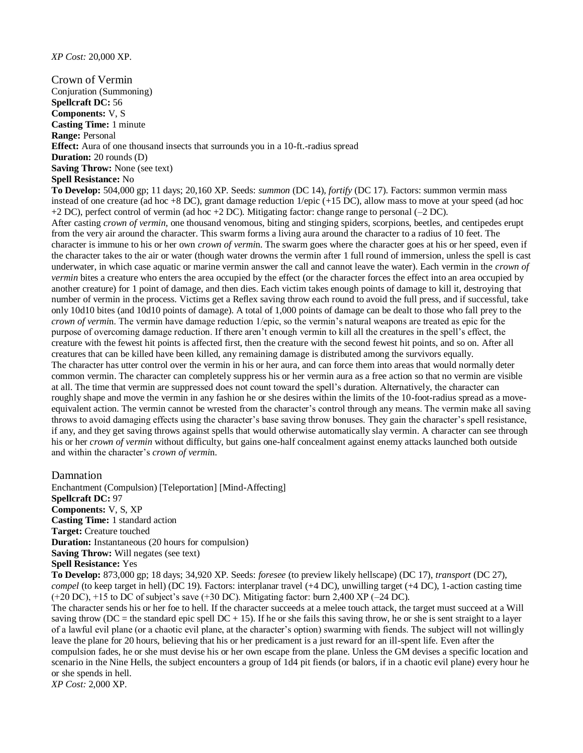*XP Cost:* 20,000 XP.

## Crown of Vermin

Conjuration (Summoning)
**Spellcraft DC:** 56
**Components:** V, S
**Casting Time:** 1 minute
**Range:** Personal
**Effect:** Aura of one thousand insects that surrounds you in a 10-ft.-radius spread
**Duration:** 20 rounds (D)
**Saving Throw:** None (see text)
**Spell Resistance:** No
**To Develop:** 504,000 gp; 11 days; 20,160 XP. Seeds: *summon* (DC 14), *fortify* (DC 17). Factors: summon vermin mass instead of one creature (ad hoc +8 DC), grant damage reduction 1/epic (+15 DC), allow mass to move at your speed (ad hoc +2 DC), perfect control of vermin (ad hoc +2 DC). Mitigating factor: change range to personal (–2 DC).

After casting *crown of vermin,* one thousand venomous, biting and stinging spiders, scorpions, beetles, and centipedes erupt from the very air around the character. This swarm forms a living aura around the character to a radius of 10 feet. The character is immune to his or her own *crown of vermi*n. The swarm goes where the character goes at his or her speed, even if the character takes to the air or water (though water drowns the vermin after 1 full round of immersion, unless the spell is cast underwater, in which case aquatic or marine vermin answer the call and cannot leave the water). Each vermin in the *crown of vermin* bites a creature who enters the area occupied by the effect (or the character forces the effect into an area occupied by another creature) for 1 point of damage, and then dies. Each victim takes enough points of damage to kill it, destroying that number of vermin in the process. Victims get a Reflex saving throw each round to avoid the full press, and if successful, take only 10d10 bites (and 10d10 points of damage). A total of 1,000 points of damage can be dealt to those who fall prey to the *crown of vermi*n. The vermin have damage reduction 1/epic, so the vermin's natural weapons are treated as epic for the purpose of overcoming damage reduction. If there aren't enough vermin to kill all the creatures in the spell's effect, the creature with the fewest hit points is affected first, then the creature with the second fewest hit points, and so on. After all creatures that can be killed have been killed, any remaining damage is distributed among the survivors equally.

The character has utter control over the vermin in his or her aura, and can force them into areas that would normally deter common vermin. The character can completely suppress his or her vermin aura as a free action so that no vermin are visible at all. The time that vermin are suppressed does not count toward the spell's duration. Alternatively, the character can roughly shape and move the vermin in any fashion he or she desires within the limits of the 10-foot-radius spread as a move-equivalent action. The vermin cannot be wrested from the character's control through any means. The vermin make all saving throws to avoid damaging effects using the character's base saving throw bonuses. They gain the character's spell resistance, if any, and they get saving throws against spells that would otherwise automatically slay vermin. A character can see through his or her *crown of vermin* without difficulty, but gains one-half concealment against enemy attacks launched both outside and within the character's *crown of vermi*n.

## Damnation

Enchantment (Compulsion) [Teleportation] [Mind-Affecting]
**Spellcraft DC:** 97
**Components:** V, S, XP
**Casting Time:** 1 standard action
**Target:** Creature touched
**Duration:** Instantaneous (20 hours for compulsion)
**Saving Throw:** Will negates (see text)
**Spell Resistance:** Yes
**To Develop:** 873,000 gp; 18 days; 34,920 XP. Seeds: *foresee* (to preview likely hellscape) (DC 17), *transport* (DC 27), *compel* (to keep target in hell) (DC 19). Factors: interplanar travel (+4 DC), unwilling target (+4 DC), 1-action casting time (+20 DC), +15 to DC of subject's save (+30 DC). Mitigating factor: burn 2,400 XP (–24 DC).

The character sends his or her foe to hell. If the character succeeds at a melee touch attack, the target must succeed at a Will saving throw (DC = the standard epic spell DC + 15). If he or she fails this saving throw, he or she is sent straight to a layer of a lawful evil plane (or a chaotic evil plane, at the character's option) swarming with fiends. The subject will not willingly leave the plane for 20 hours, believing that his or her predicament is a just reward for an ill-spent life. Even after the compulsion fades, he or she must devise his or her own escape from the plane. Unless the GM devises a specific location and scenario in the Nine Hells, the subject encounters a group of 1d4 pit fiends (or balors, if in a chaotic evil plane) every hour he or she spends in hell.

*XP Cost:* 2,000 XP.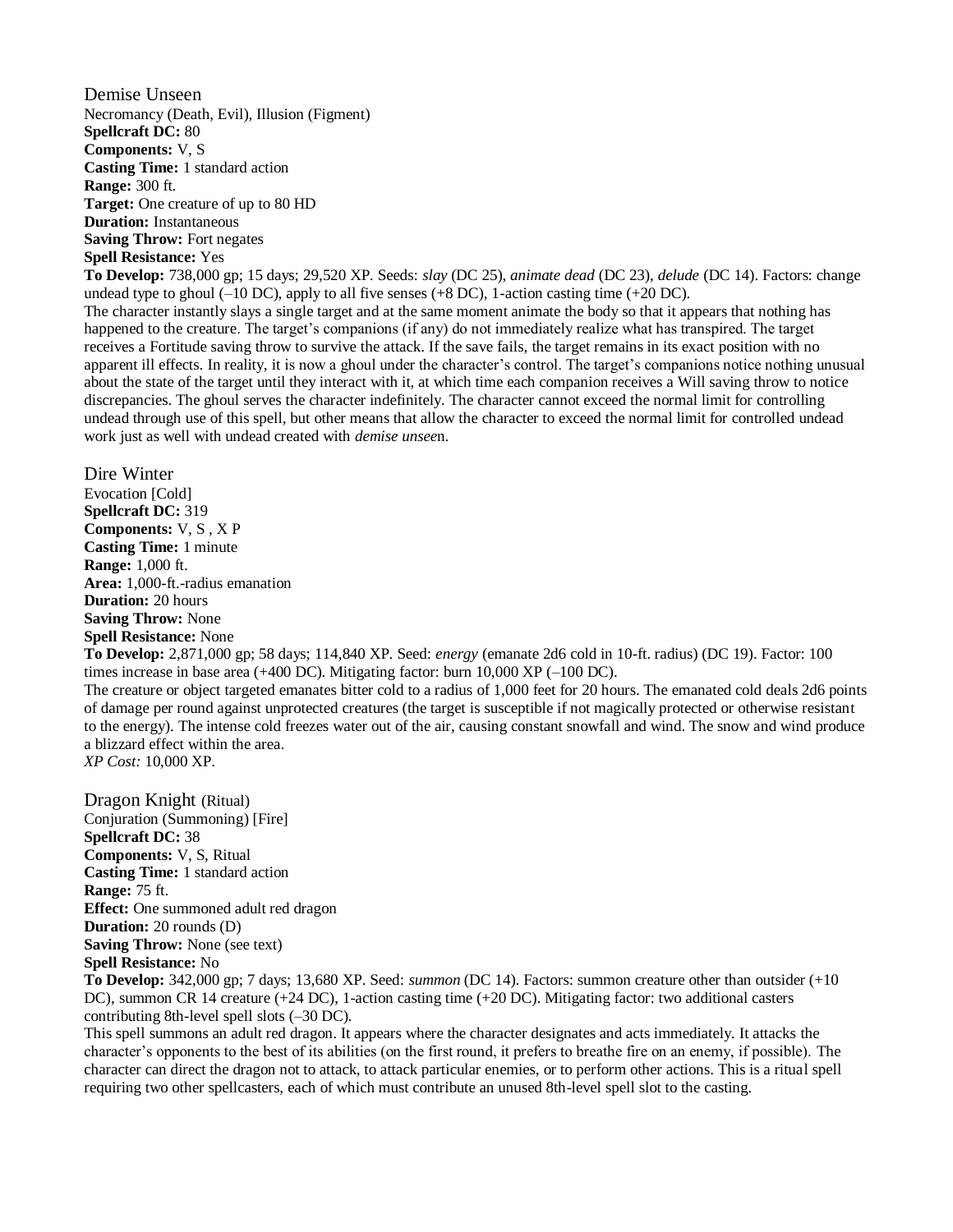## Demise Unseen

Necromancy (Death, Evil), Illusion (Figment)
**Spellcraft DC:** 80
**Components:** V, S
**Casting Time:** 1 standard action
**Range:** 300 ft.
**Target:** One creature of up to 80 HD
**Duration:** Instantaneous
**Saving Throw:** Fort negates
**Spell Resistance:** Yes
**To Develop:** 738,000 gp; 15 days; 29,520 XP. Seeds: *slay* (DC 25), *animate dead* (DC 23), *delude* (DC 14). Factors: change undead type to ghoul (–10 DC), apply to all five senses (+8 DC), 1-action casting time (+20 DC).

The character instantly slays a single target and at the same moment animate the body so that it appears that nothing has happened to the creature. The target's companions (if any) do not immediately realize what has transpired. The target receives a Fortitude saving throw to survive the attack. If the save fails, the target remains in its exact position with no apparent ill effects. In reality, it is now a ghoul under the character's control. The target's companions notice nothing unusual about the state of the target until they interact with it, at which time each companion receives a Will saving throw to notice discrepancies. The ghoul serves the character indefinitely. The character cannot exceed the normal limit for controlling undead through use of this spell, but other means that allow the character to exceed the normal limit for controlled undead work just as well with undead created with *demise unseen*.

## Dire Winter

Evocation [Cold]
**Spellcraft DC:** 319
**Components:** V, S , X P
**Casting Time:** 1 minute
**Range:** 1,000 ft.
**Area:** 1,000-ft.-radius emanation
**Duration:** 20 hours
**Saving Throw:** None
**Spell Resistance:** None
**To Develop:** 2,871,000 gp; 58 days; 114,840 XP. Seed: *energy* (emanate 2d6 cold in 10-ft. radius) (DC 19). Factor: 100 times increase in base area (+400 DC). Mitigating factor: burn 10,000 XP (–100 DC).

The creature or object targeted emanates bitter cold to a radius of 1,000 feet for 20 hours. The emanated cold deals 2d6 points of damage per round against unprotected creatures (the target is susceptible if not magically protected or otherwise resistant to the energy). The intense cold freezes water out of the air, causing constant snowfall and wind. The snow and wind produce a blizzard effect within the area.

*XP Cost:* 10,000 XP.

## Dragon Knight (Ritual)

Conjuration (Summoning) [Fire]
**Spellcraft DC:** 38
**Components:** V, S, Ritual
**Casting Time:** 1 standard action
**Range:** 75 ft.
**Effect:** One summoned adult red dragon
**Duration:** 20 rounds (D)
**Saving Throw:** None (see text)
**Spell Resistance:** No
**To Develop:** 342,000 gp; 7 days; 13,680 XP. Seed: *summon* (DC 14). Factors: summon creature other than outsider (+10 DC), summon CR 14 creature (+24 DC), 1-action casting time (+20 DC). Mitigating factor: two additional casters contributing 8th-level spell slots (–30 DC).

This spell summons an adult red dragon. It appears where the character designates and acts immediately. It attacks the character's opponents to the best of its abilities (on the first round, it prefers to breathe fire on an enemy, if possible). The character can direct the dragon not to attack, to attack particular enemies, or to perform other actions. This is a ritual spell requiring two other spellcasters, each of which must contribute an unused 8th-level spell slot to the casting.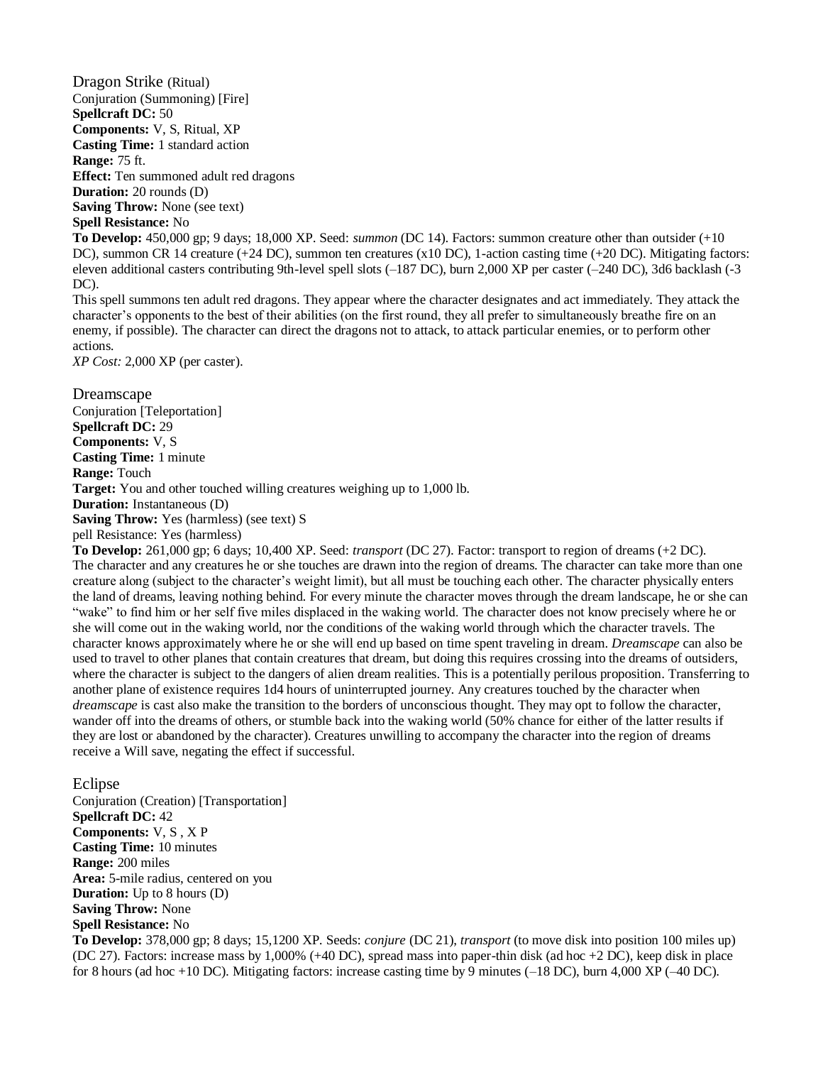## Dragon Strike (Ritual)

Conjuration (Summoning) [Fire]
**Spellcraft DC:** 50
**Components:** V, S, Ritual, XP
**Casting Time:** 1 standard action
**Range:** 75 ft.
**Effect:** Ten summoned adult red dragons
**Duration:** 20 rounds (D)
**Saving Throw:** None (see text)
**Spell Resistance:** No
**To Develop:** 450,000 gp; 9 days; 18,000 XP. Seed: *summon* (DC 14). Factors: summon creature other than outsider (+10 DC), summon CR 14 creature (+24 DC), summon ten creatures (x10 DC), 1-action casting time (+20 DC). Mitigating factors: eleven additional casters contributing 9th-level spell slots (–187 DC), burn 2,000 XP per caster (–240 DC), 3d6 backlash (-3 DC).
This spell summons ten adult red dragons. They appear where the character designates and act immediately. They attack the character's opponents to the best of their abilities (on the first round, they all prefer to simultaneously breathe fire on an enemy, if possible). The character can direct the dragons not to attack, to attack particular enemies, or to perform other actions.
*XP Cost:* 2,000 XP (per caster).

## Dreamscape

Conjuration [Teleportation]
**Spellcraft DC:** 29
**Components:** V, S
**Casting Time:** 1 minute
**Range:** Touch
**Target:** You and other touched willing creatures weighing up to 1,000 lb.
**Duration:** Instantaneous (D)
**Saving Throw:** Yes (harmless) (see text) S
pell Resistance: Yes (harmless)
**To Develop:** 261,000 gp; 6 days; 10,400 XP. Seed: *transport* (DC 27). Factor: transport to region of dreams (+2 DC).
The character and any creatures he or she touches are drawn into the region of dreams. The character can take more than one creature along (subject to the character's weight limit), but all must be touching each other. The character physically enters the land of dreams, leaving nothing behind. For every minute the character moves through the dream landscape, he or she can "wake" to find him or her self five miles displaced in the waking world. The character does not know precisely where he or she will come out in the waking world, nor the conditions of the waking world through which the character travels. The character knows approximately where he or she will end up based on time spent traveling in dream. *Dreamscape* can also be used to travel to other planes that contain creatures that dream, but doing this requires crossing into the dreams of outsiders, where the character is subject to the dangers of alien dream realities. This is a potentially perilous proposition. Transferring to another plane of existence requires 1d4 hours of uninterrupted journey. Any creatures touched by the character when *dreamscape* is cast also make the transition to the borders of unconscious thought. They may opt to follow the character, wander off into the dreams of others, or stumble back into the waking world (50% chance for either of the latter results if they are lost or abandoned by the character). Creatures unwilling to accompany the character into the region of dreams receive a Will save, negating the effect if successful.

## Eclipse

Conjuration (Creation) [Transportation]
**Spellcraft DC:** 42
**Components:** V, S , X P
**Casting Time:** 10 minutes
**Range:** 200 miles
**Area:** 5-mile radius, centered on you
**Duration:** Up to 8 hours (D)
**Saving Throw:** None
**Spell Resistance:** No
**To Develop:** 378,000 gp; 8 days; 15,1200 XP. Seeds: *conjure* (DC 21), *transport* (to move disk into position 100 miles up) (DC 27). Factors: increase mass by 1,000% (+40 DC), spread mass into paper-thin disk (ad hoc +2 DC), keep disk in place for 8 hours (ad hoc +10 DC). Mitigating factors: increase casting time by 9 minutes (–18 DC), burn 4,000 XP (–40 DC).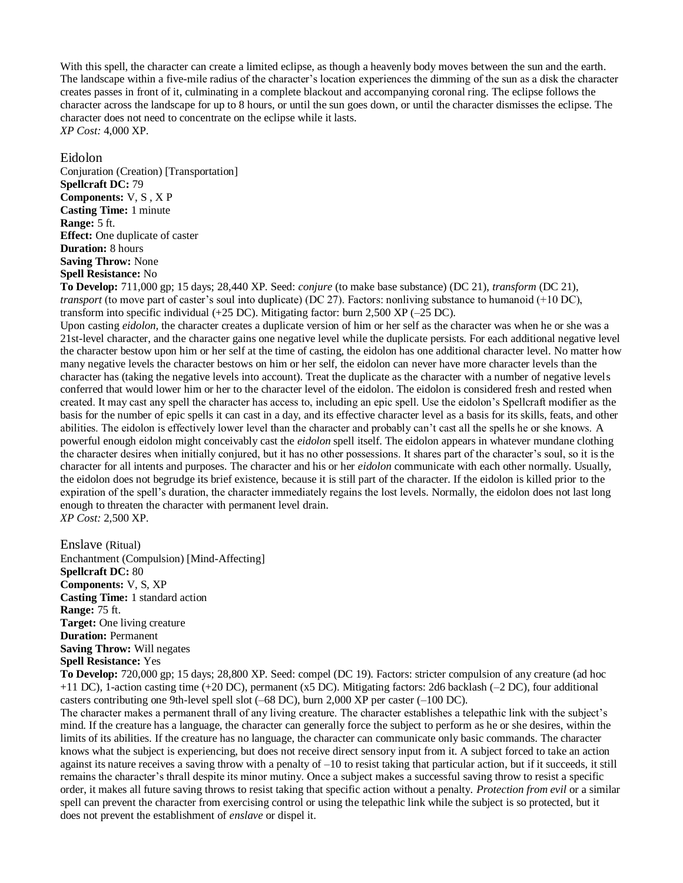With this spell, the character can create a limited eclipse, as though a heavenly body moves between the sun and the earth. The landscape within a five-mile radius of the character's location experiences the dimming of the sun as a disk the character creates passes in front of it, culminating in a complete blackout and accompanying coronal ring. The eclipse follows the character across the landscape for up to 8 hours, or until the sun goes down, or until the character dismisses the eclipse. The character does not need to concentrate on the eclipse while it lasts.
*XP Cost:* 4,000 XP.

## Eidolon

Conjuration (Creation) [Transportation]
**Spellcraft DC:** 79
**Components:** V, S , X P
**Casting Time:** 1 minute
**Range:** 5 ft.
**Effect:** One duplicate of caster
**Duration:** 8 hours
**Saving Throw:** None
**Spell Resistance:** No
**To Develop:** 711,000 gp; 15 days; 28,440 XP. Seed: *conjure* (to make base substance) (DC 21), *transform* (DC 21), *transport* (to move part of caster's soul into duplicate) (DC 27). Factors: nonliving substance to humanoid (+10 DC), transform into specific individual (+25 DC). Mitigating factor: burn 2,500 XP (–25 DC).
Upon casting *eidolon,* the character creates a duplicate version of him or her self as the character was when he or she was a 21st-level character, and the character gains one negative level while the duplicate persists. For each additional negative level the character bestow upon him or her self at the time of casting, the eidolon has one additional character level. No matter how many negative levels the character bestows on him or her self, the eidolon can never have more character levels than the character has (taking the negative levels into account). Treat the duplicate as the character with a number of negative levels conferred that would lower him or her to the character level of the eidolon. The eidolon is considered fresh and rested when created. It may cast any spell the character has access to, including an epic spell. Use the eidolon's Spellcraft modifier as the basis for the number of epic spells it can cast in a day, and its effective character level as a basis for its skills, feats, and other abilities. The eidolon is effectively lower level than the character and probably can't cast all the spells he or she knows. A powerful enough eidolon might conceivably cast the *eidolon* spell itself. The eidolon appears in whatever mundane clothing the character desires when initially conjured, but it has no other possessions. It shares part of the character's soul, so it is the character for all intents and purposes. The character and his or her *eidolon* communicate with each other normally. Usually, the eidolon does not begrudge its brief existence, because it is still part of the character. If the eidolon is killed prior to the expiration of the spell's duration, the character immediately regains the lost levels. Normally, the eidolon does not last long enough to threaten the character with permanent level drain.
*XP Cost:* 2,500 XP.

## Enslave (Ritual)

Enchantment (Compulsion) [Mind-Affecting]
**Spellcraft DC:** 80
**Components:** V, S, XP
**Casting Time:** 1 standard action
**Range:** 75 ft.
**Target:** One living creature
**Duration:** Permanent
**Saving Throw:** Will negates
**Spell Resistance:** Yes
**To Develop:** 720,000 gp; 15 days; 28,800 XP. Seed: compel (DC 19). Factors: stricter compulsion of any creature (ad hoc +11 DC), 1-action casting time (+20 DC), permanent (x5 DC). Mitigating factors: 2d6 backlash (–2 DC), four additional casters contributing one 9th-level spell slot (–68 DC), burn 2,000 XP per caster (–100 DC).
The character makes a permanent thrall of any living creature. The character establishes a telepathic link with the subject's mind. If the creature has a language, the character can generally force the subject to perform as he or she desires, within the limits of its abilities. If the creature has no language, the character can communicate only basic commands. The character knows what the subject is experiencing, but does not receive direct sensory input from it. A subject forced to take an action against its nature receives a saving throw with a penalty of –10 to resist taking that particular action, but if it succeeds, it still remains the character's thrall despite its minor mutiny. Once a subject makes a successful saving throw to resist a specific order, it makes all future saving throws to resist taking that specific action without a penalty. *Protection from evil* or a similar spell can prevent the character from exercising control or using the telepathic link while the subject is so protected, but it does not prevent the establishment of *enslave* or dispel it.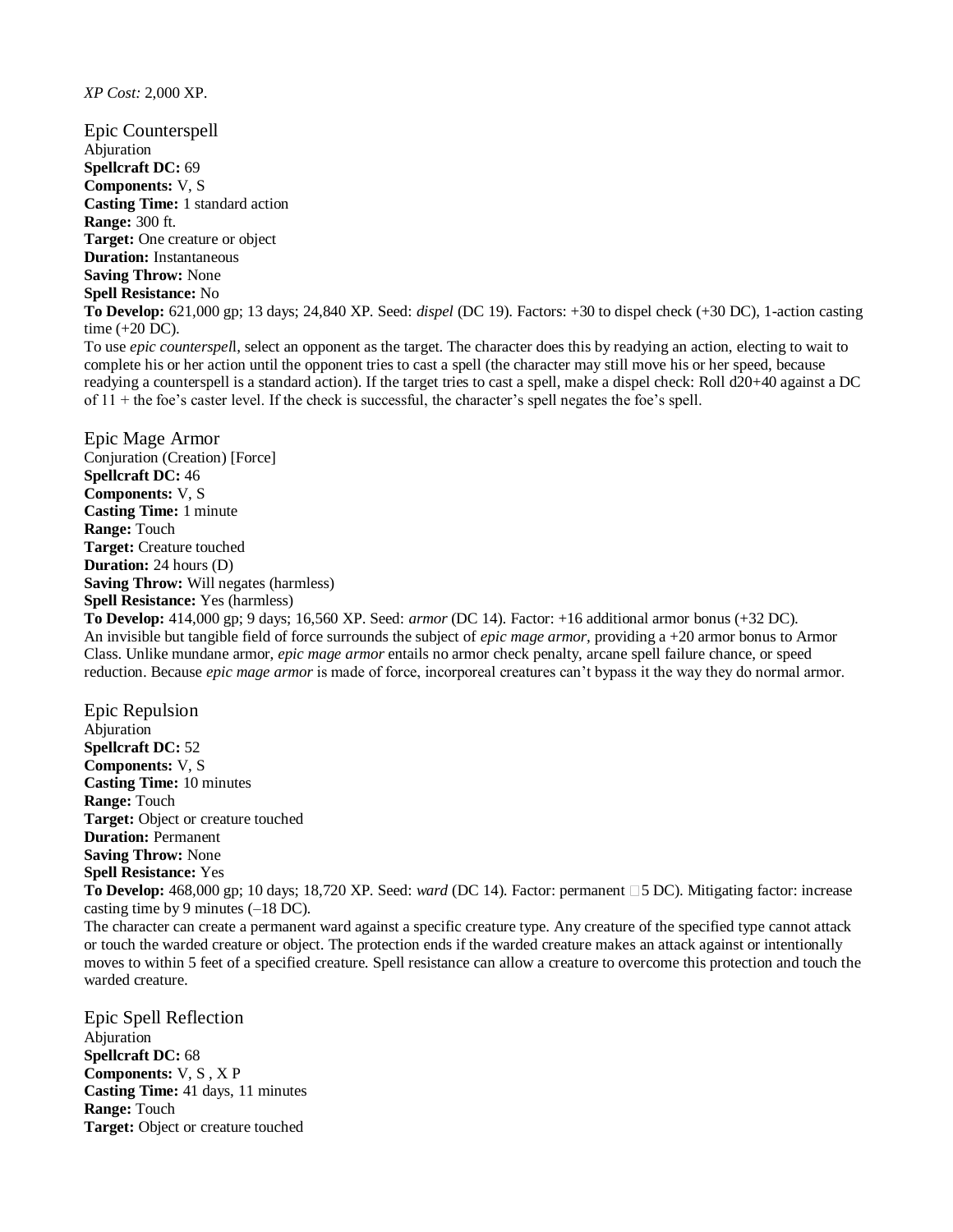*XP Cost:* 2,000 XP.

## Epic Counterspell

Abjuration
**Spellcraft DC:** 69
**Components:** V, S
**Casting Time:** 1 standard action
**Range:** 300 ft.
**Target:** One creature or object
**Duration:** Instantaneous
**Saving Throw:** None
**Spell Resistance:** No
**To Develop:** 621,000 gp; 13 days; 24,840 XP. Seed: *dispel* (DC 19). Factors: +30 to dispel check (+30 DC), 1-action casting time (+20 DC).
To use *epic counterspel*l, select an opponent as the target. The character does this by readying an action, electing to wait to complete his or her action until the opponent tries to cast a spell (the character may still move his or her speed, because readying a counterspell is a standard action). If the target tries to cast a spell, make a dispel check: Roll d20+40 against a DC of 11 + the foe's caster level. If the check is successful, the character's spell negates the foe's spell.

## Epic Mage Armor

Conjuration (Creation) [Force]
**Spellcraft DC:** 46
**Components:** V, S
**Casting Time:** 1 minute
**Range:** Touch
**Target:** Creature touched
**Duration:** 24 hours (D)
**Saving Throw:** Will negates (harmless)
**Spell Resistance:** Yes (harmless)
**To Develop:** 414,000 gp; 9 days; 16,560 XP. Seed: *armor* (DC 14). Factor: +16 additional armor bonus (+32 DC).
An invisible but tangible field of force surrounds the subject of *epic mage armor*, providing a +20 armor bonus to Armor Class. Unlike mundane armor, *epic mage armor* entails no armor check penalty, arcane spell failure chance, or speed reduction. Because *epic mage armor* is made of force, incorporeal creatures can't bypass it the way they do normal armor.

## Epic Repulsion

Abjuration
**Spellcraft DC:** 52
**Components:** V, S
**Casting Time:** 10 minutes
**Range:** Touch
**Target:** Object or creature touched
**Duration:** Permanent
**Saving Throw:** None
**Spell Resistance:** Yes
**To Develop:** 468,000 gp; 10 days; 18,720 XP. Seed: *ward* (DC 14). Factor: permanent 5 DC). Mitigating factor: increase casting time by 9 minutes (–18 DC).
The character can create a permanent ward against a specific creature type. Any creature of the specified type cannot attack or touch the warded creature or object. The protection ends if the warded creature makes an attack against or intentionally moves to within 5 feet of a specified creature. Spell resistance can allow a creature to overcome this protection and touch the warded creature.

## Epic Spell Reflection

Abjuration
**Spellcraft DC:** 68
**Components:** V, S , X P
**Casting Time:** 41 days, 11 minutes
**Range:** Touch
**Target:** Object or creature touched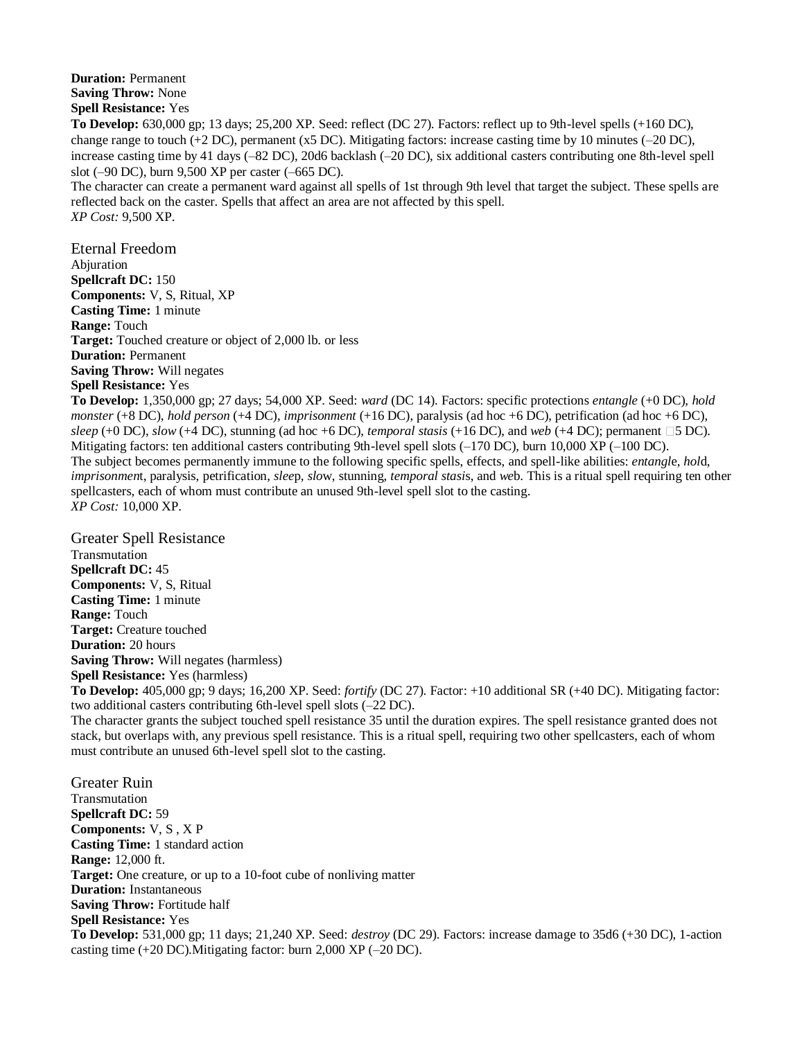**Duration:** Permanent
**Saving Throw:** None
**Spell Resistance:** Yes
**To Develop:** 630,000 gp; 13 days; 25,200 XP. Seed: reflect (DC 27). Factors: reflect up to 9th-level spells (+160 DC), change range to touch (+2 DC), permanent (x5 DC). Mitigating factors: increase casting time by 10 minutes (–20 DC), increase casting time by 41 days (–82 DC), 20d6 backlash (–20 DC), six additional casters contributing one 8th-level spell slot (–90 DC), burn 9,500 XP per caster (–665 DC).
The character can create a permanent ward against all spells of 1st through 9th level that target the subject. These spells are reflected back on the caster. Spells that affect an area are not affected by this spell.
*XP Cost:* 9,500 XP.

## Eternal Freedom

Abjuration
**Spellcraft DC:** 150
**Components:** V, S, Ritual, XP
**Casting Time:** 1 minute
**Range:** Touch
**Target:** Touched creature or object of 2,000 lb. or less
**Duration:** Permanent
**Saving Throw:** Will negates
**Spell Resistance:** Yes
**To Develop:** 1,350,000 gp; 27 days; 54,000 XP. Seed: *ward* (DC 14). Factors: specific protections *entangle* (+0 DC), *hold monster* (+8 DC), *hold person* (+4 DC), *imprisonment* (+16 DC), paralysis (ad hoc +6 DC), petrification (ad hoc +6 DC), *sleep* (+0 DC), *slow* (+4 DC), stunning (ad hoc +6 DC), *temporal stasis* (+16 DC), and *web* (+4 DC); permanent 5 DC). Mitigating factors: ten additional casters contributing 9th-level spell slots (–170 DC), burn 10,000 XP (–100 DC).
The subject becomes permanently immune to the following specific spells, effects, and spell-like abilities: *entangle*, *hold*, *imprisonment*, paralysis, petrification, *sleep*, *slow*, stunning, *temporal stasis*, and *web*. This is a ritual spell requiring ten other spellcasters, each of whom must contribute an unused 9th-level spell slot to the casting.
*XP Cost:* 10,000 XP.

## Greater Spell Resistance

Transmutation
**Spellcraft DC:** 45
**Components:** V, S, Ritual
**Casting Time:** 1 minute
**Range:** Touch
**Target:** Creature touched
**Duration:** 20 hours
**Saving Throw:** Will negates (harmless)
**Spell Resistance:** Yes (harmless)
**To Develop:** 405,000 gp; 9 days; 16,200 XP. Seed: *fortify* (DC 27). Factor: +10 additional SR (+40 DC). Mitigating factor: two additional casters contributing 6th-level spell slots (–22 DC).
The character grants the subject touched spell resistance 35 until the duration expires. The spell resistance granted does not stack, but overlaps with, any previous spell resistance. This is a ritual spell, requiring two other spellcasters, each of whom must contribute an unused 6th-level spell slot to the casting.

## Greater Ruin

Transmutation
**Spellcraft DC:** 59
**Components:** V, S , X P
**Casting Time:** 1 standard action
**Range:** 12,000 ft.
**Target:** One creature, or up to a 10-foot cube of nonliving matter
**Duration:** Instantaneous
**Saving Throw:** Fortitude half
**Spell Resistance:** Yes
**To Develop:** 531,000 gp; 11 days; 21,240 XP. Seed: *destroy* (DC 29). Factors: increase damage to 35d6 (+30 DC), 1-action casting time (+20 DC).Mitigating factor: burn 2,000 XP (–20 DC).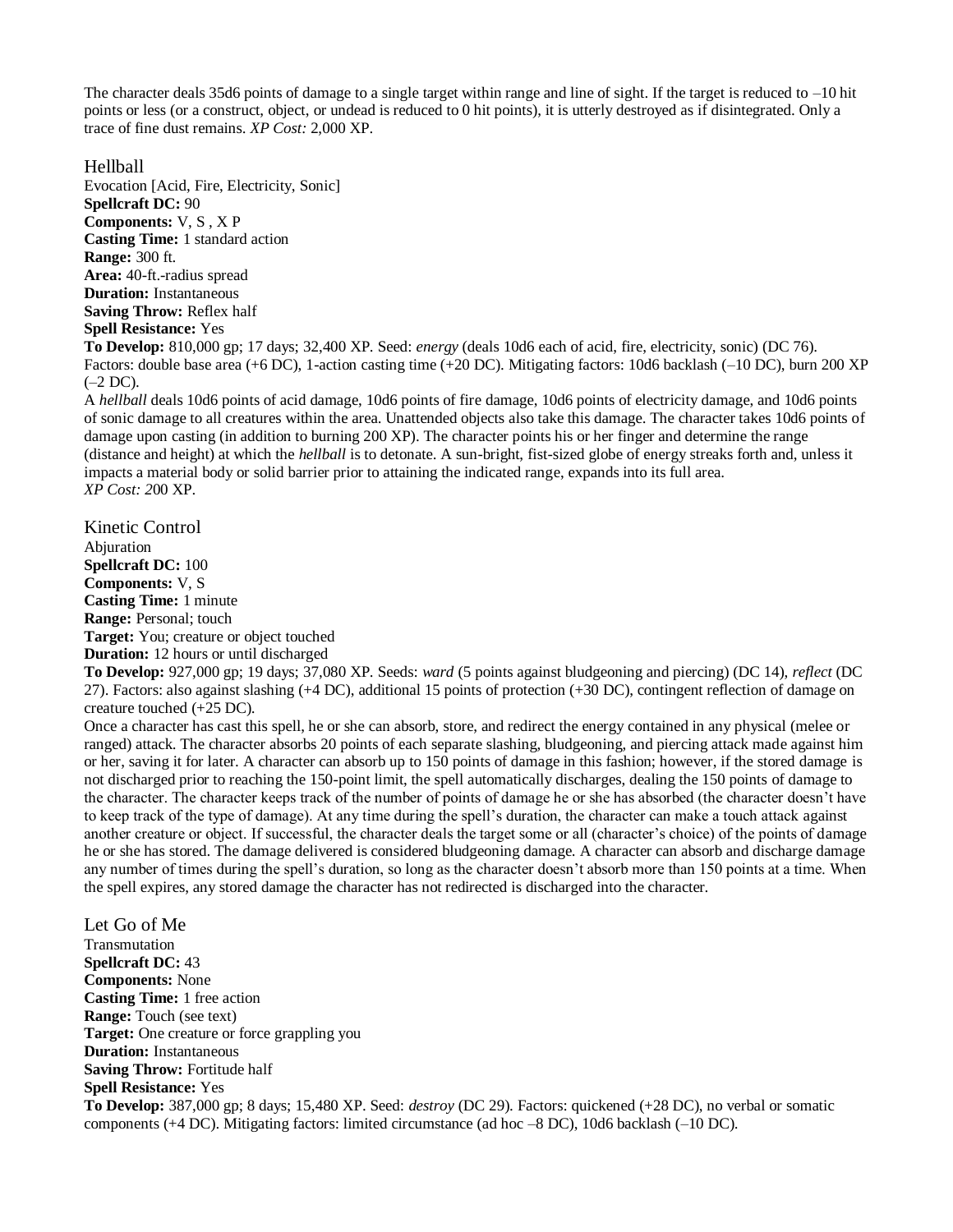The character deals 35d6 points of damage to a single target within range and line of sight. If the target is reduced to –10 hit points or less (or a construct, object, or undead is reduced to 0 hit points), it is utterly destroyed as if disintegrated. Only a trace of fine dust remains. *XP Cost:* 2,000 XP.

## Hellball

Evocation [Acid, Fire, Electricity, Sonic]
**Spellcraft DC:** 90
**Components:** V, S , X P
**Casting Time:** 1 standard action
**Range:** 300 ft.
**Area:** 40-ft.-radius spread
**Duration:** Instantaneous
**Saving Throw:** Reflex half
**Spell Resistance:** Yes
**To Develop:** 810,000 gp; 17 days; 32,400 XP. Seed: *energy* (deals 10d6 each of acid, fire, electricity, sonic) (DC 76). Factors: double base area (+6 DC), 1-action casting time (+20 DC). Mitigating factors: 10d6 backlash (–10 DC), burn 200 XP (–2 DC).

A *hellball* deals 10d6 points of acid damage, 10d6 points of fire damage, 10d6 points of electricity damage, and 10d6 points of sonic damage to all creatures within the area. Unattended objects also take this damage. The character takes 10d6 points of damage upon casting (in addition to burning 200 XP). The character points his or her finger and determine the range (distance and height) at which the *hellball* is to detonate. A sun-bright, fist-sized globe of energy streaks forth and, unless it impacts a material body or solid barrier prior to attaining the indicated range, expands into its full area.
*XP Cost:* 200 XP.

## Kinetic Control

Abjuration
**Spellcraft DC:** 100
**Components:** V, S
**Casting Time:** 1 minute
**Range:** Personal; touch
**Target:** You; creature or object touched
**Duration:** 12 hours or until discharged
**To Develop:** 927,000 gp; 19 days; 37,080 XP. Seeds: *ward* (5 points against bludgeoning and piercing) (DC 14), *reflect* (DC 27). Factors: also against slashing (+4 DC), additional 15 points of protection (+30 DC), contingent reflection of damage on creature touched (+25 DC).

Once a character has cast this spell, he or she can absorb, store, and redirect the energy contained in any physical (melee or ranged) attack. The character absorbs 20 points of each separate slashing, bludgeoning, and piercing attack made against him or her, saving it for later. A character can absorb up to 150 points of damage in this fashion; however, if the stored damage is not discharged prior to reaching the 150-point limit, the spell automatically discharges, dealing the 150 points of damage to the character. The character keeps track of the number of points of damage he or she has absorbed (the character doesn't have to keep track of the type of damage). At any time during the spell's duration, the character can make a touch attack against another creature or object. If successful, the character deals the target some or all (character's choice) of the points of damage he or she has stored. The damage delivered is considered bludgeoning damage. A character can absorb and discharge damage any number of times during the spell's duration, so long as the character doesn't absorb more than 150 points at a time. When the spell expires, any stored damage the character has not redirected is discharged into the character.

## Let Go of Me

Transmutation
**Spellcraft DC:** 43
**Components:** None
**Casting Time:** 1 free action
**Range:** Touch (see text)
**Target:** One creature or force grappling you
**Duration:** Instantaneous
**Saving Throw:** Fortitude half
**Spell Resistance:** Yes
**To Develop:** 387,000 gp; 8 days; 15,480 XP. Seed: *destroy* (DC 29). Factors: quickened (+28 DC), no verbal or somatic components (+4 DC). Mitigating factors: limited circumstance (ad hoc –8 DC), 10d6 backlash (–10 DC).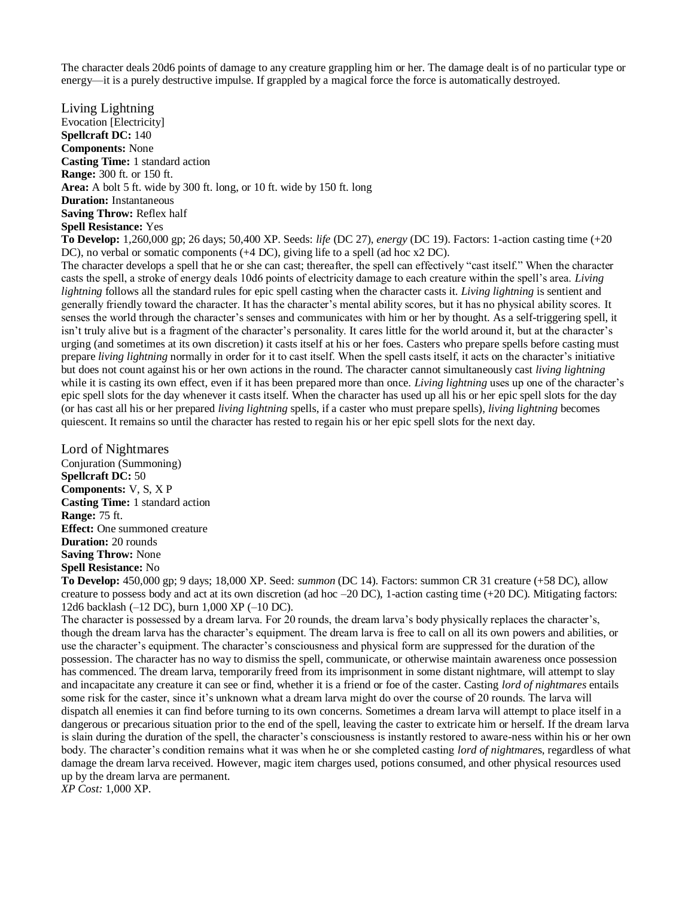The character deals 20d6 points of damage to any creature grappling him or her. The damage dealt is of no particular type or energy—it is a purely destructive impulse. If grappled by a magical force the force is automatically destroyed.

## Living Lightning

Evocation [Electricity]
**Spellcraft DC:** 140
**Components:** None
**Casting Time:** 1 standard action
**Range:** 300 ft. or 150 ft.
**Area:** A bolt 5 ft. wide by 300 ft. long, or 10 ft. wide by 150 ft. long
**Duration:** Instantaneous
**Saving Throw:** Reflex half
**Spell Resistance:** Yes
**To Develop:** 1,260,000 gp; 26 days; 50,400 XP. Seeds: *life* (DC 27), *energy* (DC 19). Factors: 1-action casting time (+20 DC), no verbal or somatic components (+4 DC), giving life to a spell (ad hoc x2 DC).
The character develops a spell that he or she can cast; thereafter, the spell can effectively "cast itself." When the character casts the spell, a stroke of energy deals 10d6 points of electricity damage to each creature within the spell's area. *Living lightning* follows all the standard rules for epic spell casting when the character casts it. *Living lightning* is sentient and generally friendly toward the character. It has the character's mental ability scores, but it has no physical ability scores. It senses the world through the character's senses and communicates with him or her by thought. As a self-triggering spell, it isn't truly alive but is a fragment of the character's personality. It cares little for the world around it, but at the character's urging (and sometimes at its own discretion) it casts itself at his or her foes. Casters who prepare spells before casting must prepare *living lightning* normally in order for it to cast itself. When the spell casts itself, it acts on the character's initiative but does not count against his or her own actions in the round. The character cannot simultaneously cast *living lightning* while it is casting its own effect, even if it has been prepared more than once. *Living lightning* uses up one of the character's epic spell slots for the day whenever it casts itself. When the character has used up all his or her epic spell slots for the day (or has cast all his or her prepared *living lightning* spells, if a caster who must prepare spells), *living lightning* becomes quiescent. It remains so until the character has rested to regain his or her epic spell slots for the next day.

## Lord of Nightmares

Conjuration (Summoning)
**Spellcraft DC:** 50
**Components:** V, S, X P
**Casting Time:** 1 standard action
**Range:** 75 ft.
**Effect:** One summoned creature
**Duration:** 20 rounds
**Saving Throw:** None
**Spell Resistance:** No
**To Develop:** 450,000 gp; 9 days; 18,000 XP. Seed: *summon* (DC 14). Factors: summon CR 31 creature (+58 DC), allow creature to possess body and act at its own discretion (ad hoc –20 DC), 1-action casting time (+20 DC). Mitigating factors: 12d6 backlash (–12 DC), burn 1,000 XP (–10 DC).
The character is possessed by a dream larva. For 20 rounds, the dream larva's body physically replaces the character's, though the dream larva has the character's equipment. The dream larva is free to call on all its own powers and abilities, or use the character's equipment. The character's consciousness and physical form are suppressed for the duration of the possession. The character has no way to dismiss the spell, communicate, or otherwise maintain awareness once possession has commenced. The dream larva, temporarily freed from its imprisonment in some distant nightmare, will attempt to slay and incapacitate any creature it can see or find, whether it is a friend or foe of the caster. Casting *lord of nightmares* entails some risk for the caster, since it's unknown what a dream larva might do over the course of 20 rounds. The larva will dispatch all enemies it can find before turning to its own concerns. Sometimes a dream larva will attempt to place itself in a dangerous or precarious situation prior to the end of the spell, leaving the caster to extricate him or herself. If the dream larva is slain during the duration of the spell, the character's consciousness is instantly restored to aware-ness within his or her own body. The character's condition remains what it was when he or she completed casting *lord of nightmare*s, regardless of what damage the dream larva received. However, magic item charges used, potions consumed, and other physical resources used up by the dream larva are permanent.
*XP Cost:* 1,000 XP.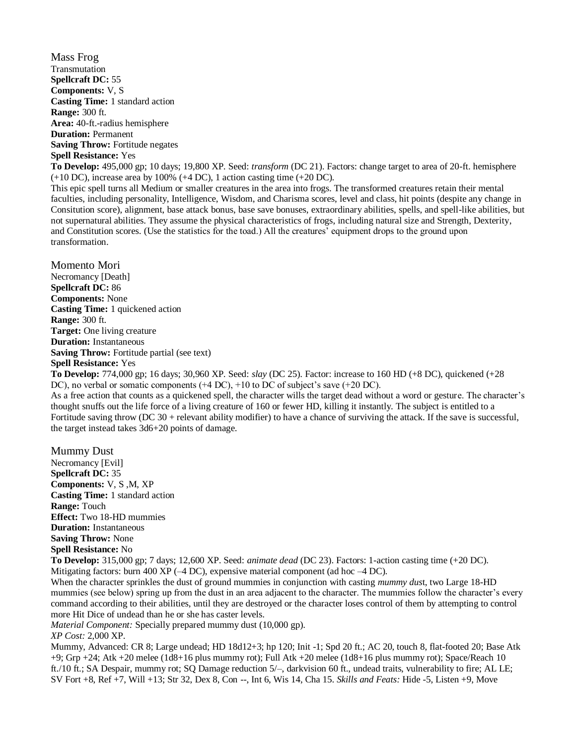## Mass Frog

Transmutation
**Spellcraft DC:** 55
**Components:** V, S
**Casting Time:** 1 standard action
**Range:** 300 ft.
**Area:** 40-ft.-radius hemisphere
**Duration:** Permanent
**Saving Throw:** Fortitude negates
**Spell Resistance:** Yes
**To Develop:** 495,000 gp; 10 days; 19,800 XP. Seed: *transform* (DC 21). Factors: change target to area of 20-ft. hemisphere (+10 DC), increase area by 100% (+4 DC), 1 action casting time (+20 DC).
This epic spell turns all Medium or smaller creatures in the area into frogs. The transformed creatures retain their mental faculties, including personality, Intelligence, Wisdom, and Charisma scores, level and class, hit points (despite any change in Consitution score), alignment, base attack bonus, base save bonuses, extraordinary abilities, spells, and spell-like abilities, but not supernatural abilities. They assume the physical characteristics of frogs, including natural size and Strength, Dexterity, and Constitution scores. (Use the statistics for the toad.) All the creatures' equipment drops to the ground upon transformation.

## Momento Mori

Necromancy [Death]
**Spellcraft DC:** 86
**Components:** None
**Casting Time:** 1 quickened action
**Range:** 300 ft.
**Target:** One living creature
**Duration:** Instantaneous
**Saving Throw:** Fortitude partial (see text)
**Spell Resistance:** Yes
**To Develop:** 774,000 gp; 16 days; 30,960 XP. Seed: *slay* (DC 25). Factor: increase to 160 HD (+8 DC), quickened (+28 DC), no verbal or somatic components (+4 DC), +10 to DC of subject's save (+20 DC).
As a free action that counts as a quickened spell, the character wills the target dead without a word or gesture. The character's thought snuffs out the life force of a living creature of 160 or fewer HD, killing it instantly. The subject is entitled to a Fortitude saving throw (DC 30 + relevant ability modifier) to have a chance of surviving the attack. If the save is successful, the target instead takes 3d6+20 points of damage.

## Mummy Dust

Necromancy [Evil]
**Spellcraft DC:** 35
**Components:** V, S ,M, XP
**Casting Time:** 1 standard action
**Range:** Touch
**Effect:** Two 18-HD mummies
**Duration:** Instantaneous
**Saving Throw:** None
**Spell Resistance:** No
**To Develop:** 315,000 gp; 7 days; 12,600 XP. Seed: *animate dead* (DC 23). Factors: 1-action casting time (+20 DC). Mitigating factors: burn 400 XP (–4 DC), expensive material component (ad hoc –4 DC).
When the character sprinkles the dust of ground mummies in conjunction with casting *mummy dus*t, two Large 18-HD mummies (see below) spring up from the dust in an area adjacent to the character. The mummies follow the character's every command according to their abilities, until they are destroyed or the character loses control of them by attempting to control more Hit Dice of undead than he or she has caster levels.
*Material Component:* Specially prepared mummy dust (10,000 gp).
*XP Cost:* 2,000 XP.
Mummy, Advanced: CR 8; Large undead; HD 18d12+3; hp 120; Init -1; Spd 20 ft.; AC 20, touch 8, flat-footed 20; Base Atk +9; Grp +24; Atk +20 melee (1d8+16 plus mummy rot); Full Atk +20 melee (1d8+16 plus mummy rot); Space/Reach 10 ft./10 ft.; SA Despair, mummy rot; SQ Damage reduction 5/–, darkvision 60 ft., undead traits, vulnerability to fire; AL LE; SV Fort +8, Ref +7, Will +13; Str 32, Dex 8, Con --, Int 6, Wis 14, Cha 15. *Skills and Feats:* Hide -5, Listen +9, Move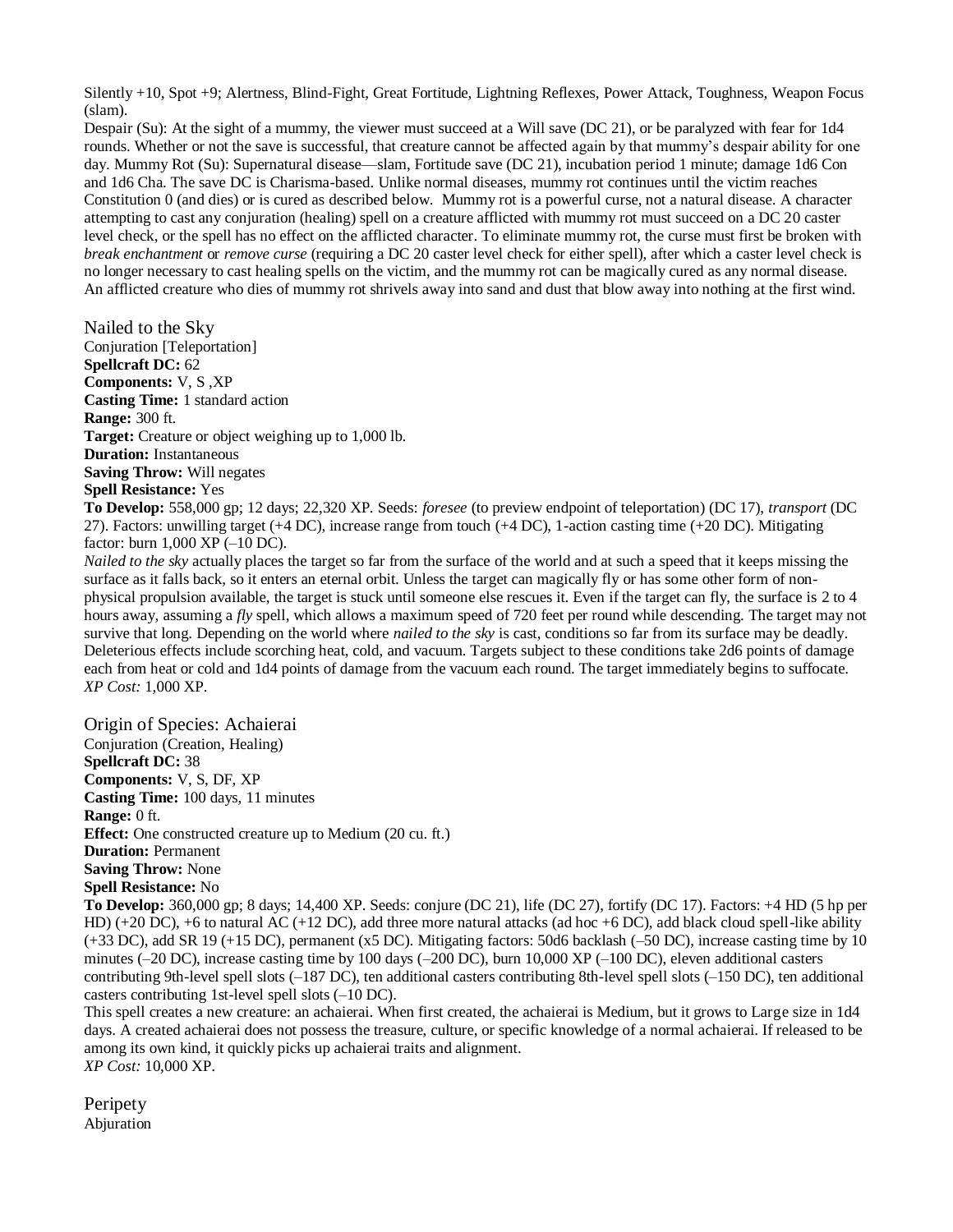Silently +10, Spot +9; Alertness, Blind-Fight, Great Fortitude, Lightning Reflexes, Power Attack, Toughness, Weapon Focus (slam).

Despair (Su): At the sight of a mummy, the viewer must succeed at a Will save (DC 21), or be paralyzed with fear for 1d4 rounds. Whether or not the save is successful, that creature cannot be affected again by that mummy's despair ability for one day. Mummy Rot (Su): Supernatural disease—slam, Fortitude save (DC 21), incubation period 1 minute; damage 1d6 Con and 1d6 Cha. The save DC is Charisma-based. Unlike normal diseases, mummy rot continues until the victim reaches Constitution 0 (and dies) or is cured as described below. Mummy rot is a powerful curse, not a natural disease. A character attempting to cast any conjuration (healing) spell on a creature afflicted with mummy rot must succeed on a DC 20 caster level check, or the spell has no effect on the afflicted character. To eliminate mummy rot, the curse must first be broken with *break enchantment* or *remove curse* (requiring a DC 20 caster level check for either spell), after which a caster level check is no longer necessary to cast healing spells on the victim, and the mummy rot can be magically cured as any normal disease. An afflicted creature who dies of mummy rot shrivels away into sand and dust that blow away into nothing at the first wind.

## Nailed to the Sky

Conjuration [Teleportation]
**Spellcraft DC:** 62
**Components:** V, S ,XP
**Casting Time:** 1 standard action
**Range:** 300 ft.
**Target:** Creature or object weighing up to 1,000 lb.
**Duration:** Instantaneous
**Saving Throw:** Will negates
**Spell Resistance:** Yes
**To Develop:** 558,000 gp; 12 days; 22,320 XP. Seeds: *foresee* (to preview endpoint of teleportation) (DC 17), *transport* (DC 27). Factors: unwilling target (+4 DC), increase range from touch (+4 DC), 1-action casting time (+20 DC). Mitigating factor: burn 1,000 XP (–10 DC).

*Nailed to the sky* actually places the target so far from the surface of the world and at such a speed that it keeps missing the surface as it falls back, so it enters an eternal orbit. Unless the target can magically fly or has some other form of non-physical propulsion available, the target is stuck until someone else rescues it. Even if the target can fly, the surface is 2 to 4 hours away, assuming a *fly* spell, which allows a maximum speed of 720 feet per round while descending. The target may not survive that long. Depending on the world where *nailed to the sky* is cast, conditions so far from its surface may be deadly. Deleterious effects include scorching heat, cold, and vacuum. Targets subject to these conditions take 2d6 points of damage each from heat or cold and 1d4 points of damage from the vacuum each round. The target immediately begins to suffocate.
*XP Cost:* 1,000 XP.

## Origin of Species: Achaierai

Conjuration (Creation, Healing)
**Spellcraft DC:** 38
**Components:** V, S, DF, XP
**Casting Time:** 100 days, 11 minutes
**Range:** 0 ft.
**Effect:** One constructed creature up to Medium (20 cu. ft.)
**Duration:** Permanent
**Saving Throw:** None
**Spell Resistance:** No
**To Develop:** 360,000 gp; 8 days; 14,400 XP. Seeds: conjure (DC 21), life (DC 27), fortify (DC 17). Factors: +4 HD (5 hp per HD) (+20 DC), +6 to natural AC (+12 DC), add three more natural attacks (ad hoc +6 DC), add black cloud spell-like ability (+33 DC), add SR 19 (+15 DC), permanent (x5 DC). Mitigating factors: 50d6 backlash (–50 DC), increase casting time by 10 minutes (–20 DC), increase casting time by 100 days (–200 DC), burn 10,000 XP (–100 DC), eleven additional casters contributing 9th-level spell slots (–187 DC), ten additional casters contributing 8th-level spell slots (–150 DC), ten additional casters contributing 1st-level spell slots (–10 DC).

This spell creates a new creature: an achaierai. When first created, the achaierai is Medium, but it grows to Large size in 1d4 days. A created achaierai does not possess the treasure, culture, or specific knowledge of a normal achaierai. If released to be among its own kind, it quickly picks up achaierai traits and alignment.
*XP Cost:* 10,000 XP.

## Peripety

Abjuration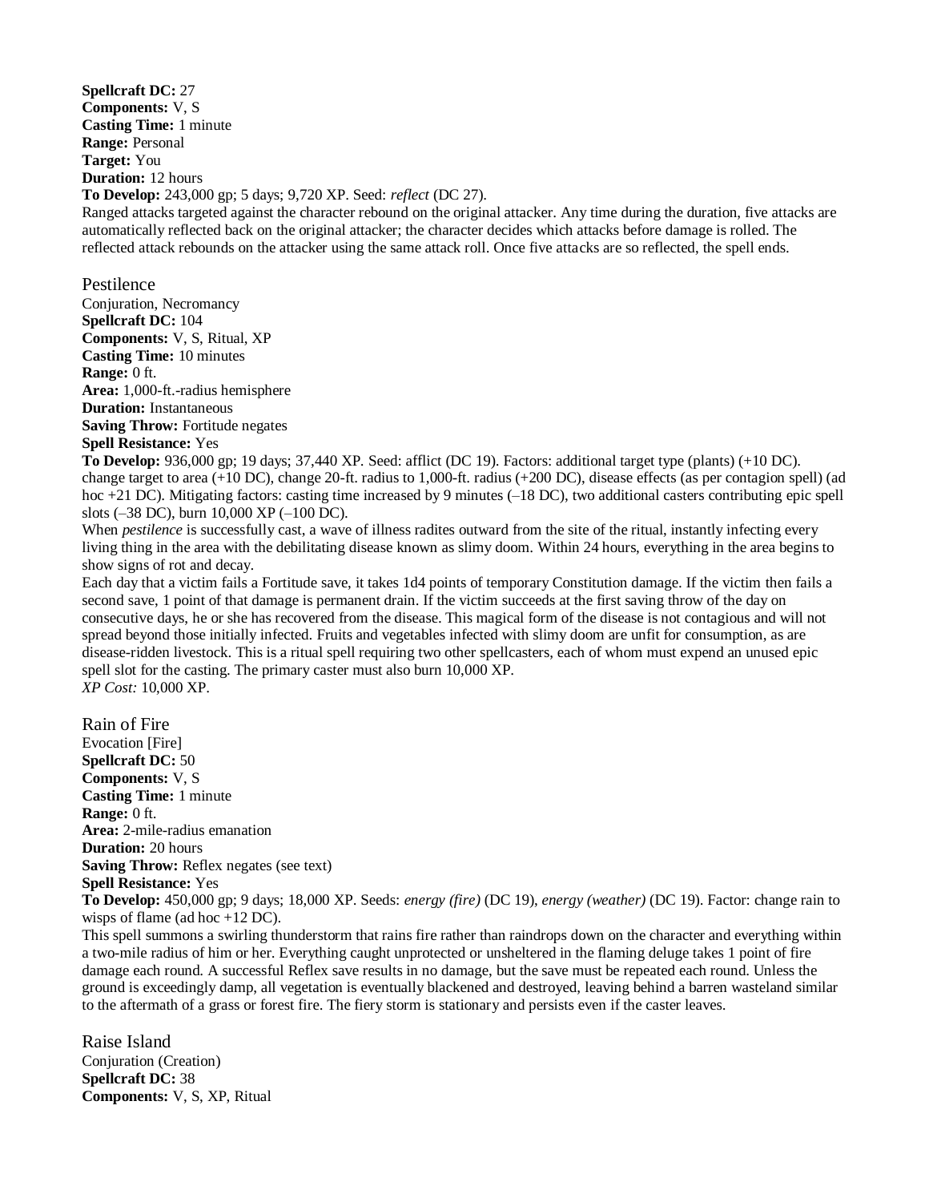**Spellcraft DC:** 27
**Components:** V, S
**Casting Time:** 1 minute
**Range:** Personal
**Target:** You
**Duration:** 12 hours
**To Develop:** 243,000 gp; 5 days; 9,720 XP. Seed: *reflect* (DC 27).
Ranged attacks targeted against the character rebound on the original attacker. Any time during the duration, five attacks are automatically reflected back on the original attacker; the character decides which attacks before damage is rolled. The reflected attack rebounds on the attacker using the same attack roll. Once five attacks are so reflected, the spell ends.

## Pestilence

Conjuration, Necromancy
**Spellcraft DC:** 104
**Components:** V, S, Ritual, XP
**Casting Time:** 10 minutes
**Range:** 0 ft.
**Area:** 1,000-ft.-radius hemisphere
**Duration:** Instantaneous
**Saving Throw:** Fortitude negates
**Spell Resistance:** Yes
**To Develop:** 936,000 gp; 19 days; 37,440 XP. Seed: afflict (DC 19). Factors: additional target type (plants) (+10 DC). change target to area (+10 DC), change 20-ft. radius to 1,000-ft. radius (+200 DC), disease effects (as per contagion spell) (ad hoc +21 DC). Mitigating factors: casting time increased by 9 minutes (–18 DC), two additional casters contributing epic spell slots (–38 DC), burn 10,000 XP (–100 DC).
When *pestilence* is successfully cast, a wave of illness radites outward from the site of the ritual, instantly infecting every living thing in the area with the debilitating disease known as slimy doom. Within 24 hours, everything in the area begins to show signs of rot and decay.
Each day that a victim fails a Fortitude save, it takes 1d4 points of temporary Constitution damage. If the victim then fails a second save, 1 point of that damage is permanent drain. If the victim succeeds at the first saving throw of the day on consecutive days, he or she has recovered from the disease. This magical form of the disease is not contagious and will not spread beyond those initially infected. Fruits and vegetables infected with slimy doom are unfit for consumption, as are disease-ridden livestock. This is a ritual spell requiring two other spellcasters, each of whom must expend an unused epic spell slot for the casting. The primary caster must also burn 10,000 XP.
*XP Cost:* 10,000 XP.

## Rain of Fire

Evocation [Fire]
**Spellcraft DC:** 50
**Components:** V, S
**Casting Time:** 1 minute
**Range:** 0 ft.
**Area:** 2-mile-radius emanation
**Duration:** 20 hours
**Saving Throw:** Reflex negates (see text)
**Spell Resistance:** Yes
**To Develop:** 450,000 gp; 9 days; 18,000 XP. Seeds: *energy (fire)* (DC 19), *energy (weather)* (DC 19). Factor: change rain to wisps of flame (ad hoc +12 DC).
This spell summons a swirling thunderstorm that rains fire rather than raindrops down on the character and everything within a two-mile radius of him or her. Everything caught unprotected or unsheltered in the flaming deluge takes 1 point of fire damage each round. A successful Reflex save results in no damage, but the save must be repeated each round. Unless the ground is exceedingly damp, all vegetation is eventually blackened and destroyed, leaving behind a barren wasteland similar to the aftermath of a grass or forest fire. The fiery storm is stationary and persists even if the caster leaves.

## Raise Island

Conjuration (Creation)
**Spellcraft DC:** 38
**Components:** V, S, XP, Ritual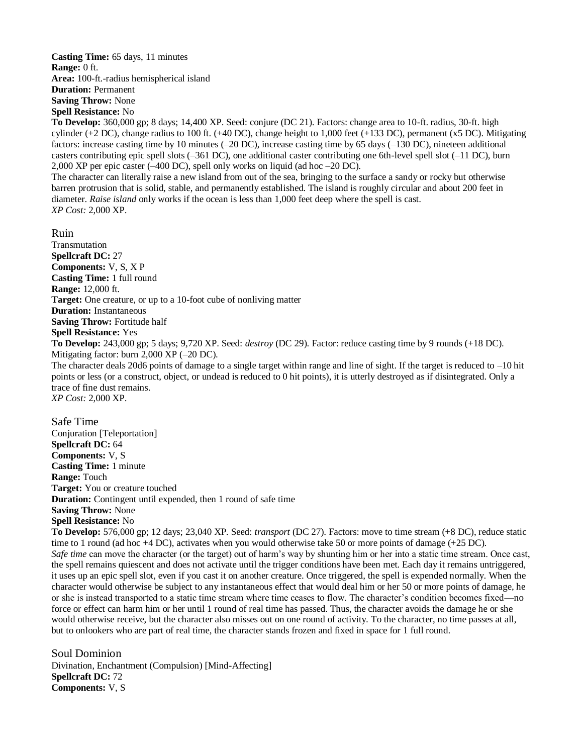**Casting Time:** 65 days, 11 minutes
**Range:** 0 ft.
**Area:** 100-ft.-radius hemispherical island
**Duration:** Permanent
**Saving Throw:** None
**Spell Resistance:** No
**To Develop:** 360,000 gp; 8 days; 14,400 XP. Seed: conjure (DC 21). Factors: change area to 10-ft. radius, 30-ft. high cylinder (+2 DC), change radius to 100 ft. (+40 DC), change height to 1,000 feet (+133 DC), permanent (x5 DC). Mitigating factors: increase casting time by 10 minutes (–20 DC), increase casting time by 65 days (–130 DC), nineteen additional casters contributing epic spell slots (–361 DC), one additional caster contributing one 6th-level spell slot (–11 DC), burn 2,000 XP per epic caster (–400 DC), spell only works on liquid (ad hoc –20 DC).
The character can literally raise a new island from out of the sea, bringing to the surface a sandy or rocky but otherwise barren protrusion that is solid, stable, and permanently established. The island is roughly circular and about 200 feet in diameter. *Raise island* only works if the ocean is less than 1,000 feet deep where the spell is cast.
*XP Cost:* 2,000 XP.

## Ruin

Transmutation
**Spellcraft DC:** 27
**Components:** V, S, X P
**Casting Time:** 1 full round
**Range:** 12,000 ft.
**Target:** One creature, or up to a 10-foot cube of nonliving matter
**Duration:** Instantaneous
**Saving Throw:** Fortitude half
**Spell Resistance:** Yes
**To Develop:** 243,000 gp; 5 days; 9,720 XP. Seed: *destroy* (DC 29). Factor: reduce casting time by 9 rounds (+18 DC). Mitigating factor: burn 2,000 XP (–20 DC).
The character deals 20d6 points of damage to a single target within range and line of sight. If the target is reduced to –10 hit points or less (or a construct, object, or undead is reduced to 0 hit points), it is utterly destroyed as if disintegrated. Only a trace of fine dust remains.
*XP Cost:* 2,000 XP.

## Safe Time

Conjuration [Teleportation]
**Spellcraft DC:** 64
**Components:** V, S
**Casting Time:** 1 minute
**Range:** Touch
**Target:** You or creature touched
**Duration:** Contingent until expended, then 1 round of safe time
**Saving Throw:** None
**Spell Resistance:** No
**To Develop:** 576,000 gp; 12 days; 23,040 XP. Seed: *transport* (DC 27). Factors: move to time stream (+8 DC), reduce static time to 1 round (ad hoc +4 DC), activates when you would otherwise take 50 or more points of damage (+25 DC).
*Safe time* can move the character (or the target) out of harm's way by shunting him or her into a static time stream. Once cast, the spell remains quiescent and does not activate until the trigger conditions have been met. Each day it remains untriggered, it uses up an epic spell slot, even if you cast it on another creature. Once triggered, the spell is expended normally. When the character would otherwise be subject to any instantaneous effect that would deal him or her 50 or more points of damage, he or she is instead transported to a static time stream where time ceases to flow. The character's condition becomes fixed—no force or effect can harm him or her until 1 round of real time has passed. Thus, the character avoids the damage he or she would otherwise receive, but the character also misses out on one round of activity. To the character, no time passes at all, but to onlookers who are part of real time, the character stands frozen and fixed in space for 1 full round.

## Soul Dominion

Divination, Enchantment (Compulsion) [Mind-Affecting]
**Spellcraft DC:** 72
**Components:** V, S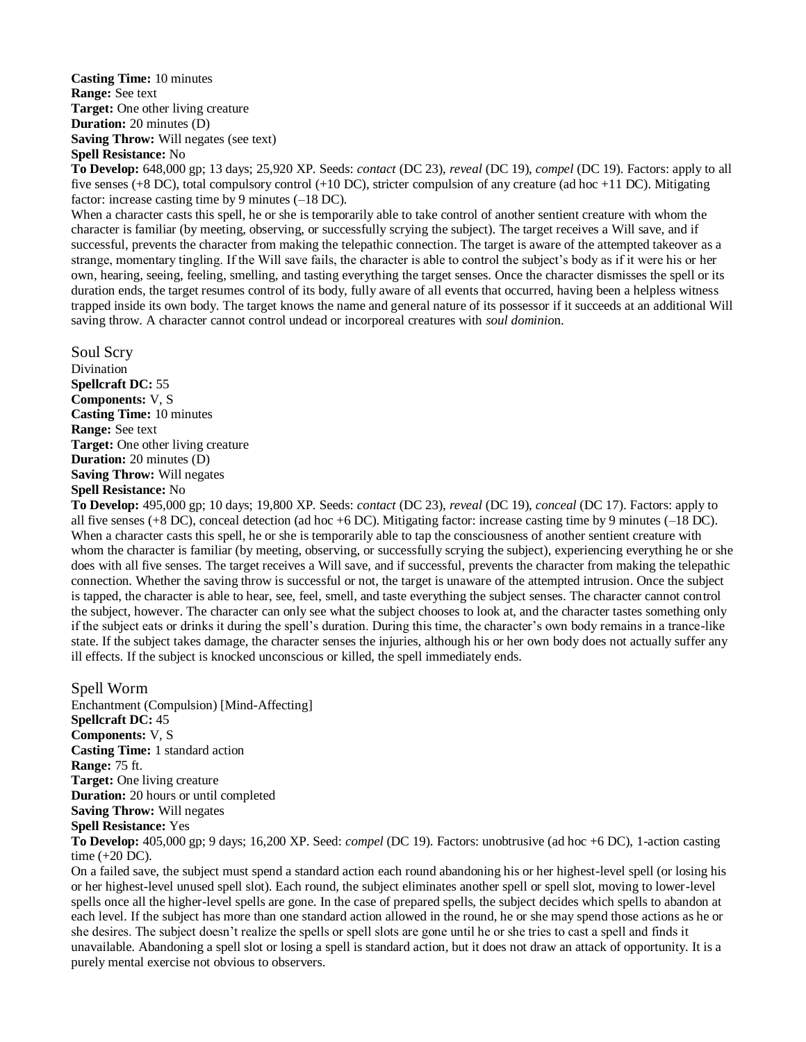**Casting Time:** 10 minutes
**Range:** See text
**Target:** One other living creature
**Duration:** 20 minutes (D)
**Saving Throw:** Will negates (see text)
**Spell Resistance:** No
**To Develop:** 648,000 gp; 13 days; 25,920 XP. Seeds: *contact* (DC 23), *reveal* (DC 19), *compel* (DC 19). Factors: apply to all five senses (+8 DC), total compulsory control (+10 DC), stricter compulsion of any creature (ad hoc +11 DC). Mitigating factor: increase casting time by 9 minutes (–18 DC).
When a character casts this spell, he or she is temporarily able to take control of another sentient creature with whom the character is familiar (by meeting, observing, or successfully scrying the subject). The target receives a Will save, and if successful, prevents the character from making the telepathic connection. The target is aware of the attempted takeover as a strange, momentary tingling. If the Will save fails, the character is able to control the subject's body as if it were his or her own, hearing, seeing, feeling, smelling, and tasting everything the target senses. Once the character dismisses the spell or its duration ends, the target resumes control of its body, fully aware of all events that occurred, having been a helpless witness trapped inside its own body. The target knows the name and general nature of its possessor if it succeeds at an additional Will saving throw. A character cannot control undead or incorporeal creatures with *soul dominio*n.

## Soul Scry

Divination
**Spellcraft DC:** 55
**Components:** V, S
**Casting Time:** 10 minutes
**Range:** See text
**Target:** One other living creature
**Duration:** 20 minutes (D)
**Saving Throw:** Will negates
**Spell Resistance:** No
**To Develop:** 495,000 gp; 10 days; 19,800 XP. Seeds: *contact* (DC 23), *reveal* (DC 19), *conceal* (DC 17). Factors: apply to all five senses (+8 DC), conceal detection (ad hoc +6 DC). Mitigating factor: increase casting time by 9 minutes (–18 DC).
When a character casts this spell, he or she is temporarily able to tap the consciousness of another sentient creature with whom the character is familiar (by meeting, observing, or successfully scrying the subject), experiencing everything he or she does with all five senses. The target receives a Will save, and if successful, prevents the character from making the telepathic connection. Whether the saving throw is successful or not, the target is unaware of the attempted intrusion. Once the subject is tapped, the character is able to hear, see, feel, smell, and taste everything the subject senses. The character cannot control the subject, however. The character can only see what the subject chooses to look at, and the character tastes something only if the subject eats or drinks it during the spell's duration. During this time, the character's own body remains in a trance-like state. If the subject takes damage, the character senses the injuries, although his or her own body does not actually suffer any ill effects. If the subject is knocked unconscious or killed, the spell immediately ends.

## Spell Worm

Enchantment (Compulsion) [Mind-Affecting]
**Spellcraft DC:** 45
**Components:** V, S
**Casting Time:** 1 standard action
**Range:** 75 ft.
**Target:** One living creature
**Duration:** 20 hours or until completed
**Saving Throw:** Will negates
**Spell Resistance:** Yes
**To Develop:** 405,000 gp; 9 days; 16,200 XP. Seed: *compel* (DC 19). Factors: unobtrusive (ad hoc +6 DC), 1-action casting time (+20 DC).
On a failed save, the subject must spend a standard action each round abandoning his or her highest-level spell (or losing his or her highest-level unused spell slot). Each round, the subject eliminates another spell or spell slot, moving to lower-level spells once all the higher-level spells are gone. In the case of prepared spells, the subject decides which spells to abandon at each level. If the subject has more than one standard action allowed in the round, he or she may spend those actions as he or she desires. The subject doesn't realize the spells or spell slots are gone until he or she tries to cast a spell and finds it unavailable. Abandoning a spell slot or losing a spell is standard action, but it does not draw an attack of opportunity. It is a purely mental exercise not obvious to observers.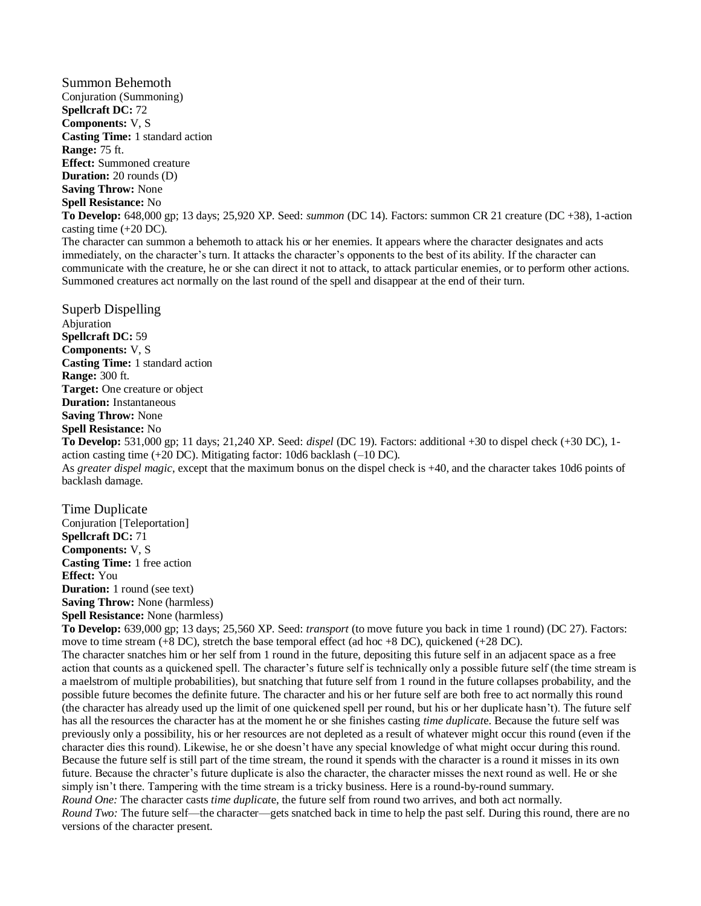## Summon Behemoth

Conjuration (Summoning)
**Spellcraft DC:** 72
**Components:** V, S
**Casting Time:** 1 standard action
**Range:** 75 ft.
**Effect:** Summoned creature
**Duration:** 20 rounds (D)
**Saving Throw:** None
**Spell Resistance:** No
**To Develop:** 648,000 gp; 13 days; 25,920 XP. Seed: *summon* (DC 14). Factors: summon CR 21 creature (DC +38), 1-action casting time (+20 DC).
The character can summon a behemoth to attack his or her enemies. It appears where the character designates and acts immediately, on the character's turn. It attacks the character's opponents to the best of its ability. If the character can communicate with the creature, he or she can direct it not to attack, to attack particular enemies, or to perform other actions. Summoned creatures act normally on the last round of the spell and disappear at the end of their turn.

## Superb Dispelling

Abjuration
**Spellcraft DC:** 59
**Components:** V, S
**Casting Time:** 1 standard action
**Range:** 300 ft.
**Target:** One creature or object
**Duration:** Instantaneous
**Saving Throw:** None
**Spell Resistance:** No
**To Develop:** 531,000 gp; 11 days; 21,240 XP. Seed: *dispel* (DC 19). Factors: additional +30 to dispel check (+30 DC), 1-action casting time (+20 DC). Mitigating factor: 10d6 backlash (–10 DC).
As *greater dispel magic*, except that the maximum bonus on the dispel check is +40, and the character takes 10d6 points of backlash damage.

## Time Duplicate

Conjuration [Teleportation]
**Spellcraft DC:** 71
**Components:** V, S
**Casting Time:** 1 free action
**Effect:** You
**Duration:** 1 round (see text)
**Saving Throw:** None (harmless)
**Spell Resistance:** None (harmless)
**To Develop:** 639,000 gp; 13 days; 25,560 XP. Seed: *transport* (to move future you back in time 1 round) (DC 27). Factors: move to time stream (+8 DC), stretch the base temporal effect (ad hoc +8 DC), quickened (+28 DC).
The character snatches him or her self from 1 round in the future, depositing this future self in an adjacent space as a free action that counts as a quickened spell. The character's future self is technically only a possible future self (the time stream is a maelstrom of multiple probabilities), but snatching that future self from 1 round in the future collapses probability, and the possible future becomes the definite future. The character and his or her future self are both free to act normally this round (the character has already used up the limit of one quickened spell per round, but his or her duplicate hasn't). The future self has all the resources the character has at the moment he or she finishes casting *time duplicat*e. Because the future self was previously only a possibility, his or her resources are not depleted as a result of whatever might occur this round (even if the character dies this round). Likewise, he or she doesn't have any special knowledge of what might occur during this round. Because the future self is still part of the time stream, the round it spends with the character is a round it misses in its own future. Because the chracter's future duplicate is also the character, the character misses the next round as well. He or she simply isn't there. Tampering with the time stream is a tricky business. Here is a round-by-round summary.
*Round One:* The character casts *time duplicat*e, the future self from round two arrives, and both act normally.
*Round Two:* The future self—the character—gets snatched back in time to help the past self. During this round, there are no versions of the character present.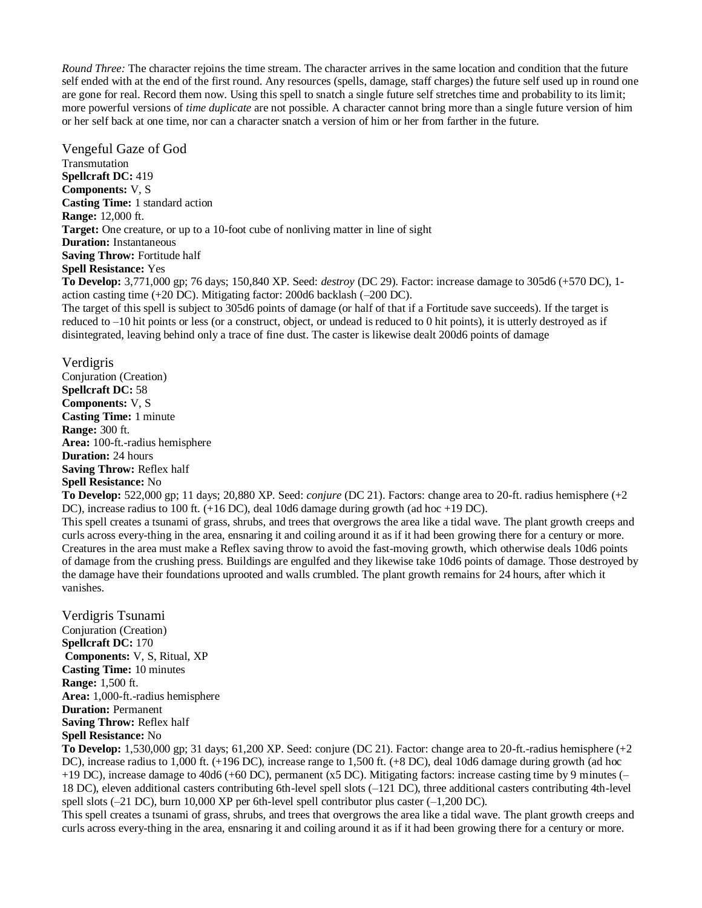*Round Three:* The character rejoins the time stream. The character arrives in the same location and condition that the future self ended with at the end of the first round. Any resources (spells, damage, staff charges) the future self used up in round one are gone for real. Record them now. Using this spell to snatch a single future self stretches time and probability to its limit; more powerful versions of *time duplicate* are not possible. A character cannot bring more than a single future version of him or her self back at one time, nor can a character snatch a version of him or her from farther in the future.

## Vengeful Gaze of God

Transmutation
**Spellcraft DC:** 419
**Components:** V, S
**Casting Time:** 1 standard action
**Range:** 12,000 ft.
**Target:** One creature, or up to a 10-foot cube of nonliving matter in line of sight
**Duration:** Instantaneous
**Saving Throw:** Fortitude half
**Spell Resistance:** Yes
**To Develop:** 3,771,000 gp; 76 days; 150,840 XP. Seed: *destroy* (DC 29). Factor: increase damage to 305d6 (+570 DC), 1-action casting time (+20 DC). Mitigating factor: 200d6 backlash (–200 DC).
The target of this spell is subject to 305d6 points of damage (or half of that if a Fortitude save succeeds). If the target is reduced to –10 hit points or less (or a construct, object, or undead is reduced to 0 hit points), it is utterly destroyed as if disintegrated, leaving behind only a trace of fine dust. The caster is likewise dealt 200d6 points of damage

## Verdigris

Conjuration (Creation)
**Spellcraft DC:** 58
**Components:** V, S
**Casting Time:** 1 minute
**Range:** 300 ft.
**Area:** 100-ft.-radius hemisphere
**Duration:** 24 hours
**Saving Throw:** Reflex half
**Spell Resistance:** No
**To Develop:** 522,000 gp; 11 days; 20,880 XP. Seed: *conjure* (DC 21). Factors: change area to 20-ft. radius hemisphere (+2 DC), increase radius to 100 ft. (+16 DC), deal 10d6 damage during growth (ad hoc +19 DC).
This spell creates a tsunami of grass, shrubs, and trees that overgrows the area like a tidal wave. The plant growth creeps and curls across every-thing in the area, ensnaring it and coiling around it as if it had been growing there for a century or more. Creatures in the area must make a Reflex saving throw to avoid the fast-moving growth, which otherwise deals 10d6 points of damage from the crushing press. Buildings are engulfed and they likewise take 10d6 points of damage. Those destroyed by the damage have their foundations uprooted and walls crumbled. The plant growth remains for 24 hours, after which it vanishes.

## Verdigris Tsunami

Conjuration (Creation)
**Spellcraft DC:** 170
**Components:** V, S, Ritual, XP
**Casting Time:** 10 minutes
**Range:** 1,500 ft.
**Area:** 1,000-ft.-radius hemisphere
**Duration:** Permanent
**Saving Throw:** Reflex half
**Spell Resistance:** No
**To Develop:** 1,530,000 gp; 31 days; 61,200 XP. Seed: conjure (DC 21). Factor: change area to 20-ft.-radius hemisphere (+2 DC), increase radius to 1,000 ft. (+196 DC), increase range to 1,500 ft. (+8 DC), deal 10d6 damage during growth (ad hoc +19 DC), increase damage to 40d6 (+60 DC), permanent (x5 DC). Mitigating factors: increase casting time by 9 minutes (–18 DC), eleven additional casters contributing 6th-level spell slots (–121 DC), three additional casters contributing 4th-level spell slots (–21 DC), burn 10,000 XP per 6th-level spell contributor plus caster (–1,200 DC).
This spell creates a tsunami of grass, shrubs, and trees that overgrows the area like a tidal wave. The plant growth creeps and curls across every-thing in the area, ensnaring it and coiling around it as if it had been growing there for a century or more.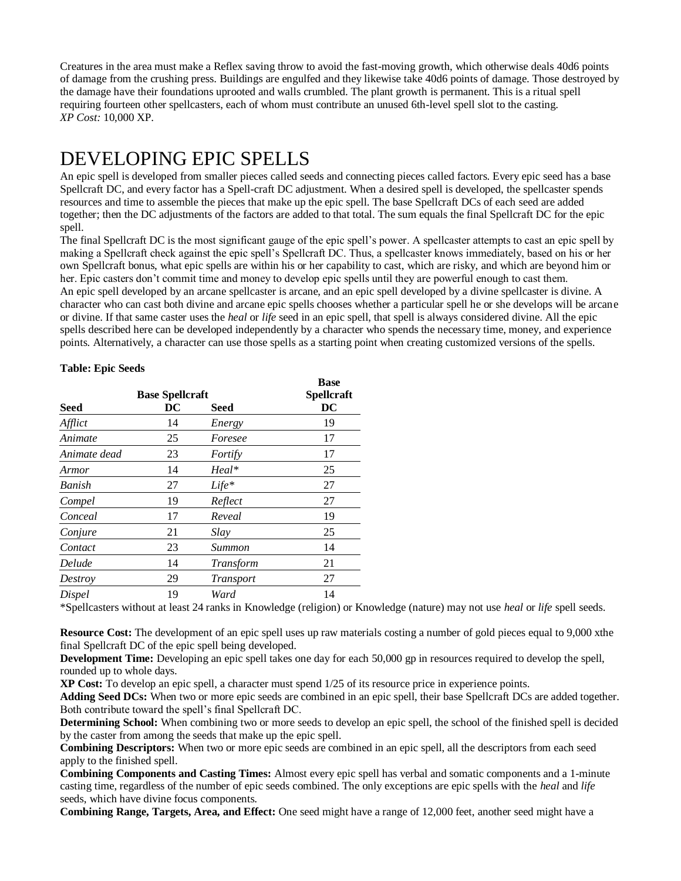Creatures in the area must make a Reflex saving throw to avoid the fast-moving growth, which otherwise deals 40d6 points of damage from the crushing press. Buildings are engulfed and they likewise take 40d6 points of damage. Those destroyed by the damage have their foundations uprooted and walls crumbled. The plant growth is permanent. This is a ritual spell requiring fourteen other spellcasters, each of whom must contribute an unused 6th-level spell slot to the casting.
*XP Cost:* 10,000 XP.

# DEVELOPING EPIC SPELLS

An epic spell is developed from smaller pieces called seeds and connecting pieces called factors. Every epic seed has a base Spellcraft DC, and every factor has a Spell-craft DC adjustment. When a desired spell is developed, the spellcaster spends resources and time to assemble the pieces that make up the epic spell. The base Spellcraft DCs of each seed are added together; then the DC adjustments of the factors are added to that total. The sum equals the final Spellcraft DC for the epic spell.

The final Spellcraft DC is the most significant gauge of the epic spell's power. A spellcaster attempts to cast an epic spell by making a Spellcraft check against the epic spell's Spellcraft DC. Thus, a spellcaster knows immediately, based on his or her own Spellcraft bonus, what epic spells are within his or her capability to cast, which are risky, and which are beyond him or her. Epic casters don't commit time and money to develop epic spells until they are powerful enough to cast them.

An epic spell developed by an arcane spellcaster is arcane, and an epic spell developed by a divine spellcaster is divine. A character who can cast both divine and arcane epic spells chooses whether a particular spell he or she develops will be arcane or divine. If that same caster uses the *heal* or *life* seed in an epic spell, that spell is always considered divine. All the epic spells described here can be developed independently by a character who spends the necessary time, money, and experience points. Alternatively, a character can use those spells as a starting point when creating customized versions of the spells.

**Table: Epic Seeds**

| Seed | Base Spellcraft DC | Seed | Base Spellcraft DC |
|---|---|---|---|
| *Afflict* | 14 | *Energy* | 19 |
| *Animate* | 25 | *Foresee* | 17 |
| *Animate dead* | 23 | *Fortify* | 17 |
| *Armor* | 14 | *Heal** | 25 |
| *Banish* | 27 | *Life** | 27 |
| *Compel* | 19 | *Reflect* | 27 |
| *Conceal* | 17 | *Reveal* | 19 |
| *Conjure* | 21 | *Slay* | 25 |
| *Contact* | 23 | *Summon* | 14 |
| *Delude* | 14 | *Transform* | 21 |
| *Destroy* | 29 | *Transport* | 27 |
| *Dispel* | 19 | *Ward* | 14 |

*Spellcasters without at least 24 ranks in Knowledge (religion) or Knowledge (nature) may not use *heal* or *life* spell seeds.

**Resource Cost:** The development of an epic spell uses up raw materials costing a number of gold pieces equal to 9,000 xthe final Spellcraft DC of the epic spell being developed.

**Development Time:** Developing an epic spell takes one day for each 50,000 gp in resources required to develop the spell, rounded up to whole days.

**XP Cost:** To develop an epic spell, a character must spend 1/25 of its resource price in experience points.

**Adding Seed DCs:** When two or more epic seeds are combined in an epic spell, their base Spellcraft DCs are added together. Both contribute toward the spell's final Spellcraft DC.

**Determining School:** When combining two or more seeds to develop an epic spell, the school of the finished spell is decided by the caster from among the seeds that make up the epic spell.

**Combining Descriptors:** When two or more epic seeds are combined in an epic spell, all the descriptors from each seed apply to the finished spell.

**Combining Components and Casting Times:** Almost every epic spell has verbal and somatic components and a 1-minute casting time, regardless of the number of epic seeds combined. The only exceptions are epic spells with the *heal* and *life* seeds, which have divine focus components.

**Combining Range, Targets, Area, and Effect:** One seed might have a range of 12,000 feet, another seed might have a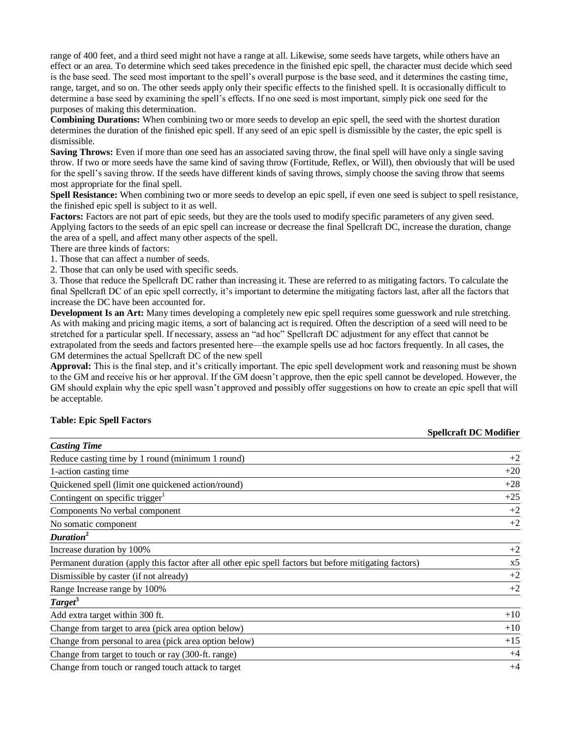range of 400 feet, and a third seed might not have a range at all. Likewise, some seeds have targets, while others have an effect or an area. To determine which seed takes precedence in the finished epic spell, the character must decide which seed is the base seed. The seed most important to the spell's overall purpose is the base seed, and it determines the casting time, range, target, and so on. The other seeds apply only their specific effects to the finished spell. It is occasionally difficult to determine a base seed by examining the spell's effects. If no one seed is most important, simply pick one seed for the purposes of making this determination.

**Combining Durations:** When combining two or more seeds to develop an epic spell, the seed with the shortest duration determines the duration of the finished epic spell. If any seed of an epic spell is dismissible by the caster, the epic spell is dismissible.

**Saving Throws:** Even if more than one seed has an associated saving throw, the final spell will have only a single saving throw. If two or more seeds have the same kind of saving throw (Fortitude, Reflex, or Will), then obviously that will be used for the spell's saving throw. If the seeds have different kinds of saving throws, simply choose the saving throw that seems most appropriate for the final spell.

**Spell Resistance:** When combining two or more seeds to develop an epic spell, if even one seed is subject to spell resistance, the finished epic spell is subject to it as well.

**Factors:** Factors are not part of epic seeds, but they are the tools used to modify specific parameters of any given seed. Applying factors to the seeds of an epic spell can increase or decrease the final Spellcraft DC, increase the duration, change the area of a spell, and affect many other aspects of the spell.

There are three kinds of factors:

1. Those that can affect a number of seeds.
2. Those that can only be used with specific seeds.
3. Those that reduce the Spellcraft DC rather than increasing it. These are referred to as mitigating factors. To calculate the final Spellcraft DC of an epic spell correctly, it's important to determine the mitigating factors last, after all the factors that increase the DC have been accounted for.

**Development Is an Art:** Many times developing a completely new epic spell requires some guesswork and rule stretching. As with making and pricing magic items, a sort of balancing act is required. Often the description of a seed will need to be stretched for a particular spell. If necessary, assess an "ad hoc" Spellcraft DC adjustment for any effect that cannot be extrapolated from the seeds and factors presented here—the example spells use ad hoc factors frequently. In all cases, the GM determines the actual Spellcraft DC of the new spell

**Approval:** This is the final step, and it's critically important. The epic spell development work and reasoning must be shown to the GM and receive his or her approval. If the GM doesn't approve, then the epic spell cannot be developed. However, the GM should explain why the epic spell wasn't approved and possibly offer suggestions on how to create an epic spell that will be acceptable.

**Table: Epic Spell Factors**

| | **Spellcraft DC Modifier** |
|---|---|
| ***Casting Time*** | |
| Reduce casting time by 1 round (minimum 1 round) | +2 |
| 1-action casting time | +20 |
| Quickened spell (limit one quickened action/round) | +28 |
| Contingent on specific trigger[1] | +25 |
| Components No verbal component | +2 |
| No somatic component | +2 |
| ***Duration***[2] | |
| Increase duration by 100% | +2 |
| Permanent duration (apply this factor after all other epic spell factors but before mitigating factors) | x5 |
| Dismissible by caster (if not already) | +2 |
| Range Increase range by 100% | +2 |
| ***Target***[3] | |
| Add extra target within 300 ft. | +10 |
| Change from target to area (pick area option below) | +10 |
| Change from personal to area (pick area option below) | +15 |
| Change from target to touch or ray (300-ft. range) | +4 |
| Change from touch or ranged touch attack to target | +4 |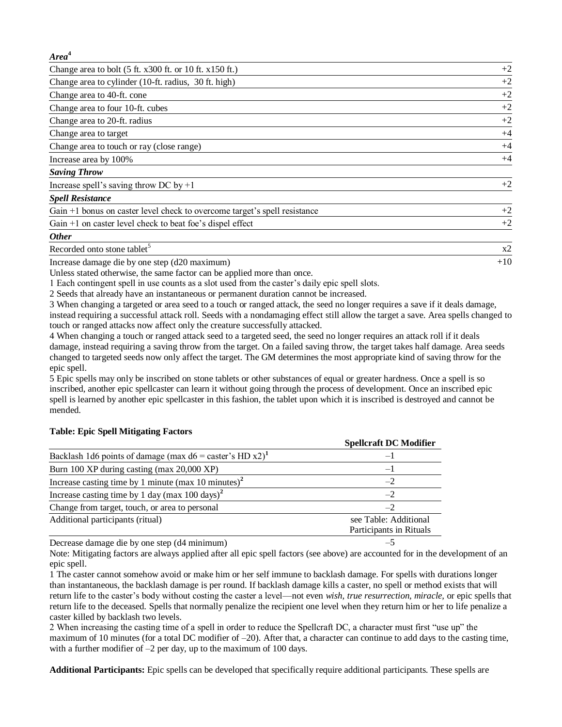| *Area*[4] | |
|---|---|
| Change area to bolt (5 ft. x300 ft. or 10 ft. x150 ft.) | +2 |
| Change area to cylinder (10-ft. radius, 30 ft. high) | +2 |
| Change area to 40-ft. cone | +2 |
| Change area to four 10-ft. cubes | +2 |
| Change area to 20-ft. radius | +2 |
| Change area to target | +4 |
| Change area to touch or ray (close range) | +4 |
| Increase area by 100% | +4 |
| ***Saving Throw*** | |
| Increase spell's saving throw DC by +1 | +2 |
| ***Spell Resistance*** | |
| Gain +1 bonus on caster level check to overcome target's spell resistance | +2 |
| Gain +1 on caster level check to beat foe's dispel effect | +2 |
| ***Other*** | |
| Recorded onto stone tablet[5] | x2 |
| Increase damage die by one step (d20 maximum) | +10 |

Unless stated otherwise, the same factor can be applied more than once.

1 Each contingent spell in use counts as a slot used from the caster's daily epic spell slots.

2 Seeds that already have an instantaneous or permanent duration cannot be increased.

3 When changing a targeted or area seed to a touch or ranged attack, the seed no longer requires a save if it deals damage, instead requiring a successful attack roll. Seeds with a nondamaging effect still allow the target a save. Area spells changed to touch or ranged attacks now affect only the creature successfully attacked.

4 When changing a touch or ranged attack seed to a targeted seed, the seed no longer requires an attack roll if it deals damage, instead requiring a saving throw from the target. On a failed saving throw, the target takes half damage. Area seeds changed to targeted seeds now only affect the target. The GM determines the most appropriate kind of saving throw for the epic spell.

5 Epic spells may only be inscribed on stone tablets or other substances of equal or greater hardness. Once a spell is so inscribed, another epic spellcaster can learn it without going through the process of development. Once an inscribed epic spell is learned by another epic spellcaster in this fashion, the tablet upon which it is inscribed is destroyed and cannot be mended.

**Table: Epic Spell Mitigating Factors**

| | Spellcraft DC Modifier |
|---|---|
| Backlash 1d6 points of damage (max d6 = caster's HD x2)[1] | –1 |
| Burn 100 XP during casting (max 20,000 XP) | –1 |
| Increase casting time by 1 minute (max 10 minutes)[2] | –2 |
| Increase casting time by 1 day (max 100 days)[2] | –2 |
| Change from target, touch, or area to personal | –2 |
| Additional participants (ritual) | see Table: Additional Participants in Rituals |
| Decrease damage die by one step (d4 minimum) | –5 |

Note: Mitigating factors are always applied after all epic spell factors (see above) are accounted for in the development of an epic spell.

1 The caster cannot somehow avoid or make him or her self immune to backlash damage. For spells with durations longer than instantaneous, the backlash damage is per round. If backlash damage kills a caster, no spell or method exists that will return life to the caster's body without costing the caster a level—not even *wish, true resurrection, miracle,* or epic spells that return life to the deceased. Spells that normally penalize the recipient one level when they return him or her to life penalize a caster killed by backlash two levels.

2 When increasing the casting time of a spell in order to reduce the Spellcraft DC, a character must first "use up" the maximum of 10 minutes (for a total DC modifier of –20). After that, a character can continue to add days to the casting time, with a further modifier of –2 per day, up to the maximum of 100 days.

**Additional Participants:** Epic spells can be developed that specifically require additional participants. These spells are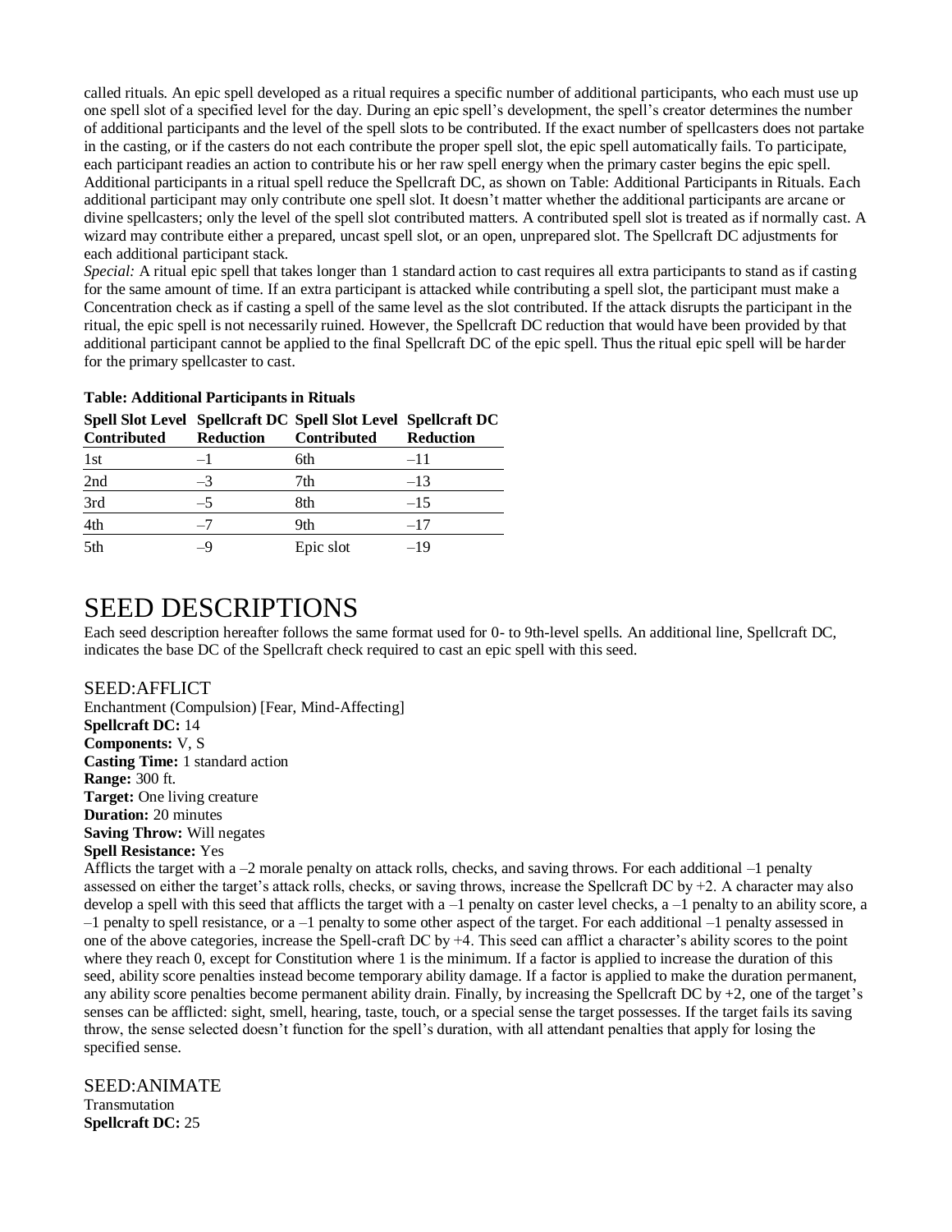called rituals. An epic spell developed as a ritual requires a specific number of additional participants, who each must use up one spell slot of a specified level for the day. During an epic spell's development, the spell's creator determines the number of additional participants and the level of the spell slots to be contributed. If the exact number of spellcasters does not partake in the casting, or if the casters do not each contribute the proper spell slot, the epic spell automatically fails. To participate, each participant readies an action to contribute his or her raw spell energy when the primary caster begins the epic spell. Additional participants in a ritual spell reduce the Spellcraft DC, as shown on Table: Additional Participants in Rituals. Each additional participant may only contribute one spell slot. It doesn't matter whether the additional participants are arcane or divine spellcasters; only the level of the spell slot contributed matters. A contributed spell slot is treated as if normally cast. A wizard may contribute either a prepared, uncast spell slot, or an open, unprepared slot. The Spellcraft DC adjustments for each additional participant stack.

*Special:* A ritual epic spell that takes longer than 1 standard action to cast requires all extra participants to stand as if casting for the same amount of time. If an extra participant is attacked while contributing a spell slot, the participant must make a Concentration check as if casting a spell of the same level as the slot contributed. If the attack disrupts the participant in the ritual, the epic spell is not necessarily ruined. However, the Spellcraft DC reduction that would have been provided by that additional participant cannot be applied to the final Spellcraft DC of the epic spell. Thus the ritual epic spell will be harder for the primary spellcaster to cast.

**Table: Additional Participants in Rituals**

| Spell Slot Level Contributed | Spellcraft DC Reduction | Spell Slot Level Contributed | Spellcraft DC Reduction |
|---|---|---|---|
| 1st | –1 | 6th | –11 |
| 2nd | –3 | 7th | –13 |
| 3rd | –5 | 8th | –15 |
| 4th | –7 | 9th | –17 |
| 5th | –9 | Epic slot | –19 |

# SEED DESCRIPTIONS

Each seed description hereafter follows the same format used for 0- to 9th-level spells. An additional line, Spellcraft DC, indicates the base DC of the Spellcraft check required to cast an epic spell with this seed.

## SEED:AFFLICT

Enchantment (Compulsion) [Fear, Mind-Affecting]
**Spellcraft DC:** 14
**Components:** V, S
**Casting Time:** 1 standard action
**Range:** 300 ft.
**Target:** One living creature
**Duration:** 20 minutes
**Saving Throw:** Will negates
**Spell Resistance:** Yes

Afflicts the target with a –2 morale penalty on attack rolls, checks, and saving throws. For each additional –1 penalty assessed on either the target's attack rolls, checks, or saving throws, increase the Spellcraft DC by +2. A character may also develop a spell with this seed that afflicts the target with a –1 penalty on caster level checks, a –1 penalty to an ability score, a –1 penalty to spell resistance, or a –1 penalty to some other aspect of the target. For each additional –1 penalty assessed in one of the above categories, increase the Spell-craft DC by +4. This seed can afflict a character's ability scores to the point where they reach 0, except for Constitution where 1 is the minimum. If a factor is applied to increase the duration of this seed, ability score penalties instead become temporary ability damage. If a factor is applied to make the duration permanent, any ability score penalties become permanent ability drain. Finally, by increasing the Spellcraft DC by +2, one of the target's senses can be afflicted: sight, smell, hearing, taste, touch, or a special sense the target possesses. If the target fails its saving throw, the sense selected doesn't function for the spell's duration, with all attendant penalties that apply for losing the specified sense.

## SEED:ANIMATE

Transmutation
**Spellcraft DC:** 25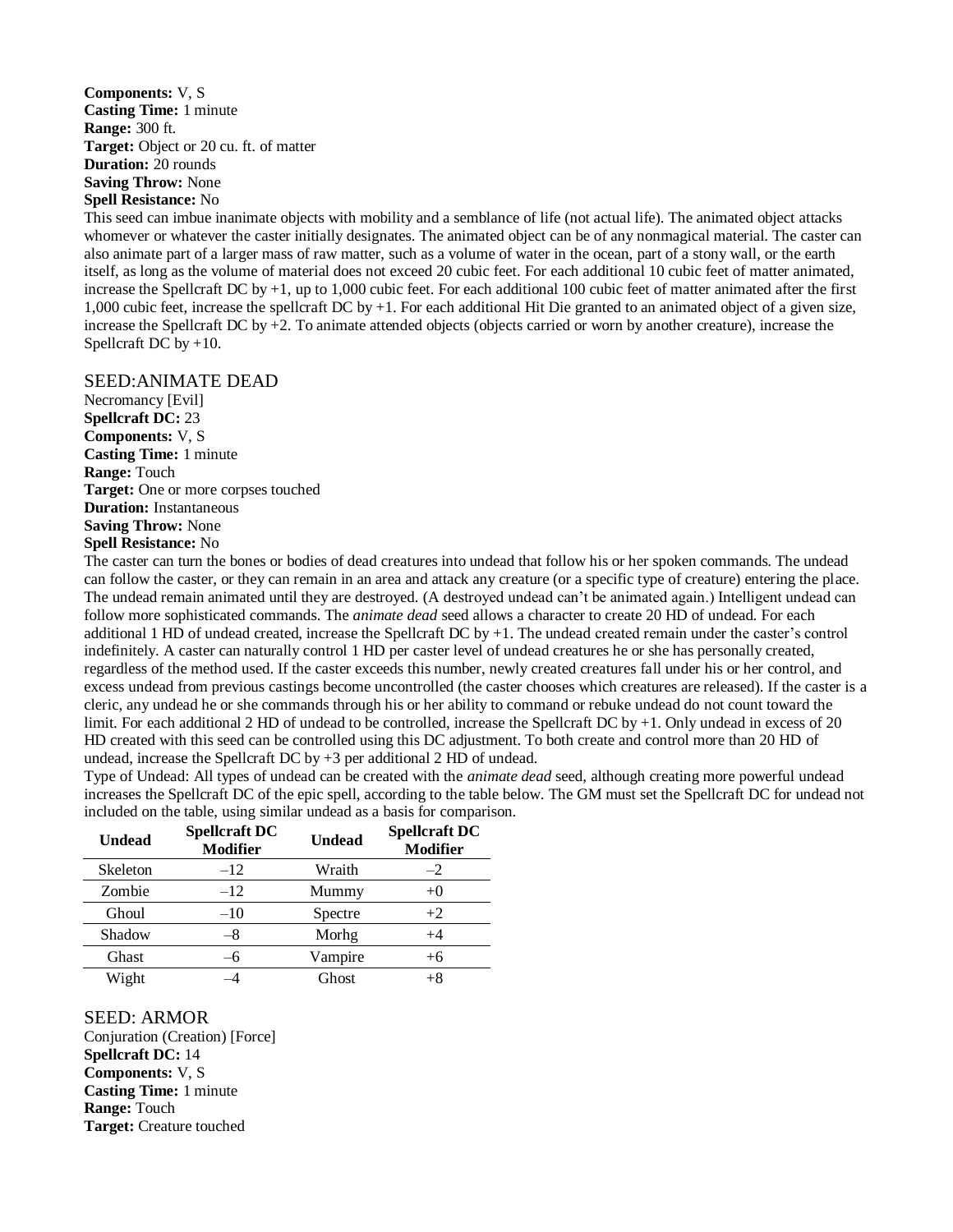**Components:** V, S
**Casting Time:** 1 minute
**Range:** 300 ft.
**Target:** Object or 20 cu. ft. of matter
**Duration:** 20 rounds
**Saving Throw:** None
**Spell Resistance:** No

This seed can imbue inanimate objects with mobility and a semblance of life (not actual life). The animated object attacks whomever or whatever the caster initially designates. The animated object can be of any nonmagical material. The caster can also animate part of a larger mass of raw matter, such as a volume of water in the ocean, part of a stony wall, or the earth itself, as long as the volume of material does not exceed 20 cubic feet. For each additional 10 cubic feet of matter animated, increase the Spellcraft DC by +1, up to 1,000 cubic feet. For each additional 100 cubic feet of matter animated after the first 1,000 cubic feet, increase the spellcraft DC by +1. For each additional Hit Die granted to an animated object of a given size, increase the Spellcraft DC by +2. To animate attended objects (objects carried or worn by another creature), increase the Spellcraft DC by +10.

## SEED:ANIMATE DEAD

Necromancy [Evil]
**Spellcraft DC:** 23
**Components:** V, S
**Casting Time:** 1 minute
**Range:** Touch
**Target:** One or more corpses touched
**Duration:** Instantaneous
**Saving Throw:** None
**Spell Resistance:** No

The caster can turn the bones or bodies of dead creatures into undead that follow his or her spoken commands. The undead can follow the caster, or they can remain in an area and attack any creature (or a specific type of creature) entering the place. The undead remain animated until they are destroyed. (A destroyed undead can't be animated again.) Intelligent undead can follow more sophisticated commands. The *animate dead* seed allows a character to create 20 HD of undead. For each additional 1 HD of undead created, increase the Spellcraft DC by +1. The undead created remain under the caster's control indefinitely. A caster can naturally control 1 HD per caster level of undead creatures he or she has personally created, regardless of the method used. If the caster exceeds this number, newly created creatures fall under his or her control, and excess undead from previous castings become uncontrolled (the caster chooses which creatures are released). If the caster is a cleric, any undead he or she commands through his or her ability to command or rebuke undead do not count toward the limit. For each additional 2 HD of undead to be controlled, increase the Spellcraft DC by +1. Only undead in excess of 20 HD created with this seed can be controlled using this DC adjustment. To both create and control more than 20 HD of undead, increase the Spellcraft DC by +3 per additional 2 HD of undead.

Type of Undead: All types of undead can be created with the *animate dead* seed, although creating more powerful undead increases the Spellcraft DC of the epic spell, according to the table below. The GM must set the Spellcraft DC for undead not included on the table, using similar undead as a basis for comparison.

| Undead | Spellcraft DC Modifier | Undead | Spellcraft DC Modifier |
|---|---|---|---|
| Skeleton | –12 | Wraith | –2 |
| Zombie | –12 | Mummy | +0 |
| Ghoul | –10 | Spectre | +2 |
| Shadow | –8 | Morhg | +4 |
| Ghast | –6 | Vampire | +6 |
| Wight | –4 | Ghost | +8 |

## SEED: ARMOR

Conjuration (Creation) [Force]
**Spellcraft DC:** 14
**Components:** V, S
**Casting Time:** 1 minute
**Range:** Touch
**Target:** Creature touched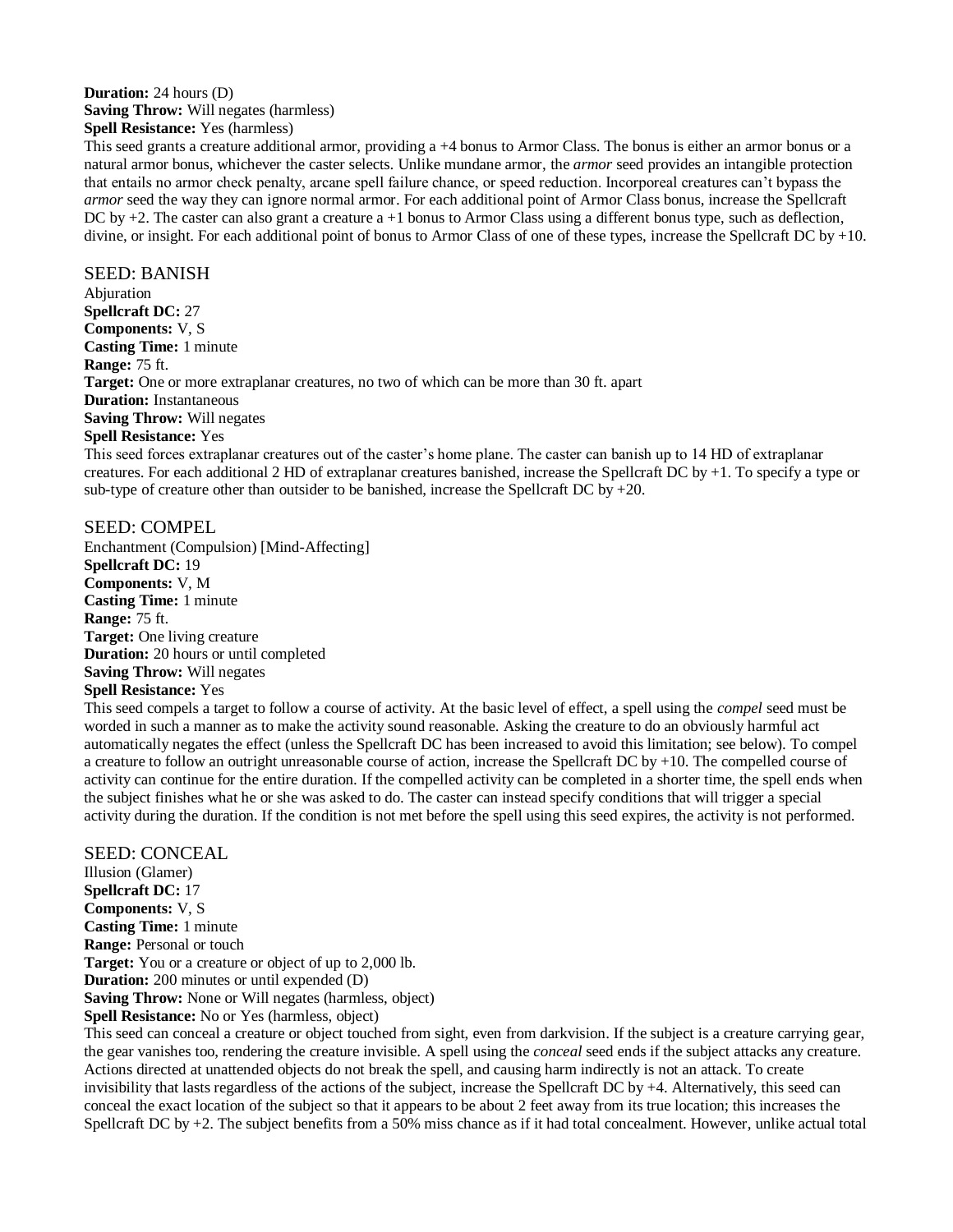**Duration:** 24 hours (D)
**Saving Throw:** Will negates (harmless)
**Spell Resistance:** Yes (harmless)
This seed grants a creature additional armor, providing a +4 bonus to Armor Class. The bonus is either an armor bonus or a natural armor bonus, whichever the caster selects. Unlike mundane armor, the *armor* seed provides an intangible protection that entails no armor check penalty, arcane spell failure chance, or speed reduction. Incorporeal creatures can't bypass the *armor* seed the way they can ignore normal armor. For each additional point of Armor Class bonus, increase the Spellcraft DC by +2. The caster can also grant a creature a +1 bonus to Armor Class using a different bonus type, such as deflection, divine, or insight. For each additional point of bonus to Armor Class of one of these types, increase the Spellcraft DC by +10.

## SEED: BANISH

Abjuration
**Spellcraft DC:** 27
**Components:** V, S
**Casting Time:** 1 minute
**Range:** 75 ft.
**Target:** One or more extraplanar creatures, no two of which can be more than 30 ft. apart
**Duration:** Instantaneous
**Saving Throw:** Will negates
**Spell Resistance:** Yes
This seed forces extraplanar creatures out of the caster's home plane. The caster can banish up to 14 HD of extraplanar creatures. For each additional 2 HD of extraplanar creatures banished, increase the Spellcraft DC by +1. To specify a type or sub-type of creature other than outsider to be banished, increase the Spellcraft DC by +20.

## SEED: COMPEL

Enchantment (Compulsion) [Mind-Affecting]
**Spellcraft DC:** 19
**Components:** V, M
**Casting Time:** 1 minute
**Range:** 75 ft.
**Target:** One living creature
**Duration:** 20 hours or until completed
**Saving Throw:** Will negates
**Spell Resistance:** Yes
This seed compels a target to follow a course of activity. At the basic level of effect, a spell using the *compel* seed must be worded in such a manner as to make the activity sound reasonable. Asking the creature to do an obviously harmful act automatically negates the effect (unless the Spellcraft DC has been increased to avoid this limitation; see below). To compel a creature to follow an outright unreasonable course of action, increase the Spellcraft DC by +10. The compelled course of activity can continue for the entire duration. If the compelled activity can be completed in a shorter time, the spell ends when the subject finishes what he or she was asked to do. The caster can instead specify conditions that will trigger a special activity during the duration. If the condition is not met before the spell using this seed expires, the activity is not performed.

## SEED: CONCEAL

Illusion (Glamer)
**Spellcraft DC:** 17
**Components:** V, S
**Casting Time:** 1 minute
**Range:** Personal or touch
**Target:** You or a creature or object of up to 2,000 lb.
**Duration:** 200 minutes or until expended (D)
**Saving Throw:** None or Will negates (harmless, object)
**Spell Resistance:** No or Yes (harmless, object)
This seed can conceal a creature or object touched from sight, even from darkvision. If the subject is a creature carrying gear, the gear vanishes too, rendering the creature invisible. A spell using the *conceal* seed ends if the subject attacks any creature. Actions directed at unattended objects do not break the spell, and causing harm indirectly is not an attack. To create invisibility that lasts regardless of the actions of the subject, increase the Spellcraft DC by +4. Alternatively, this seed can conceal the exact location of the subject so that it appears to be about 2 feet away from its true location; this increases the Spellcraft DC by +2. The subject benefits from a 50% miss chance as if it had total concealment. However, unlike actual total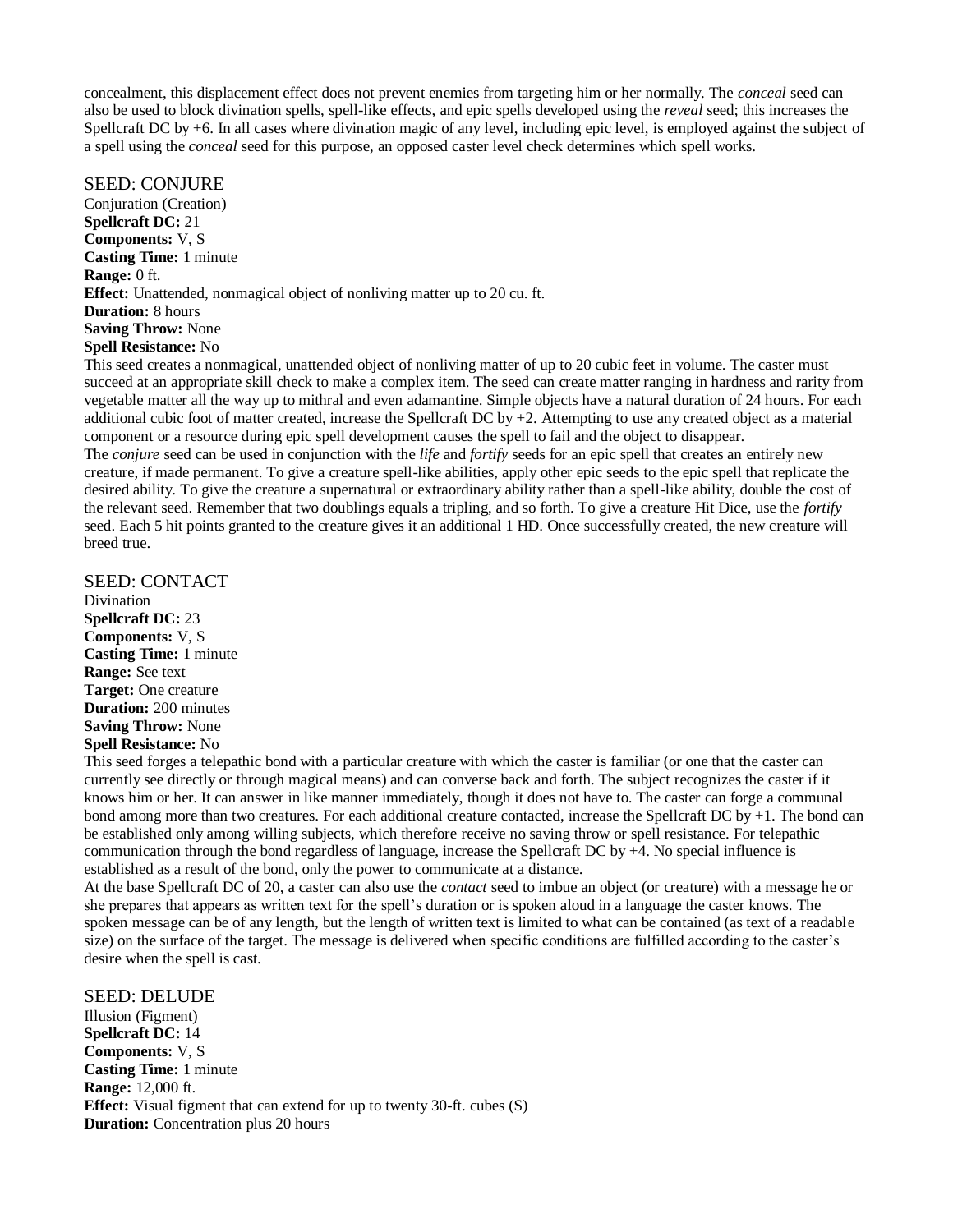concealment, this displacement effect does not prevent enemies from targeting him or her normally. The *conceal* seed can also be used to block divination spells, spell-like effects, and epic spells developed using the *reveal* seed; this increases the Spellcraft DC by +6. In all cases where divination magic of any level, including epic level, is employed against the subject of a spell using the *conceal* seed for this purpose, an opposed caster level check determines which spell works.

## SEED: CONJURE

Conjuration (Creation)
**Spellcraft DC:** 21
**Components:** V, S
**Casting Time:** 1 minute
**Range:** 0 ft.
**Effect:** Unattended, nonmagical object of nonliving matter up to 20 cu. ft.
**Duration:** 8 hours
**Saving Throw:** None
**Spell Resistance:** No

This seed creates a nonmagical, unattended object of nonliving matter of up to 20 cubic feet in volume. The caster must succeed at an appropriate skill check to make a complex item. The seed can create matter ranging in hardness and rarity from vegetable matter all the way up to mithral and even adamantine. Simple objects have a natural duration of 24 hours. For each additional cubic foot of matter created, increase the Spellcraft DC by +2. Attempting to use any created object as a material component or a resource during epic spell development causes the spell to fail and the object to disappear.

The *conjure* seed can be used in conjunction with the *life* and *fortify* seeds for an epic spell that creates an entirely new creature, if made permanent. To give a creature spell-like abilities, apply other epic seeds to the epic spell that replicate the desired ability. To give the creature a supernatural or extraordinary ability rather than a spell-like ability, double the cost of the relevant seed. Remember that two doublings equals a tripling, and so forth. To give a creature Hit Dice, use the *fortify* seed. Each 5 hit points granted to the creature gives it an additional 1 HD. Once successfully created, the new creature will breed true.

## SEED: CONTACT

Divination
**Spellcraft DC:** 23
**Components:** V, S
**Casting Time:** 1 minute
**Range:** See text
**Target:** One creature
**Duration:** 200 minutes
**Saving Throw:** None
**Spell Resistance:** No

This seed forges a telepathic bond with a particular creature with which the caster is familiar (or one that the caster can currently see directly or through magical means) and can converse back and forth. The subject recognizes the caster if it knows him or her. It can answer in like manner immediately, though it does not have to. The caster can forge a communal bond among more than two creatures. For each additional creature contacted, increase the Spellcraft DC by +1. The bond can be established only among willing subjects, which therefore receive no saving throw or spell resistance. For telepathic communication through the bond regardless of language, increase the Spellcraft DC by +4. No special influence is established as a result of the bond, only the power to communicate at a distance.

At the base Spellcraft DC of 20, a caster can also use the *contact* seed to imbue an object (or creature) with a message he or she prepares that appears as written text for the spell's duration or is spoken aloud in a language the caster knows. The spoken message can be of any length, but the length of written text is limited to what can be contained (as text of a readable size) on the surface of the target. The message is delivered when specific conditions are fulfilled according to the caster's desire when the spell is cast.

## SEED: DELUDE

Illusion (Figment)
**Spellcraft DC:** 14
**Components:** V, S
**Casting Time:** 1 minute
**Range:** 12,000 ft.
**Effect:** Visual figment that can extend for up to twenty 30-ft. cubes (S)
**Duration:** Concentration plus 20 hours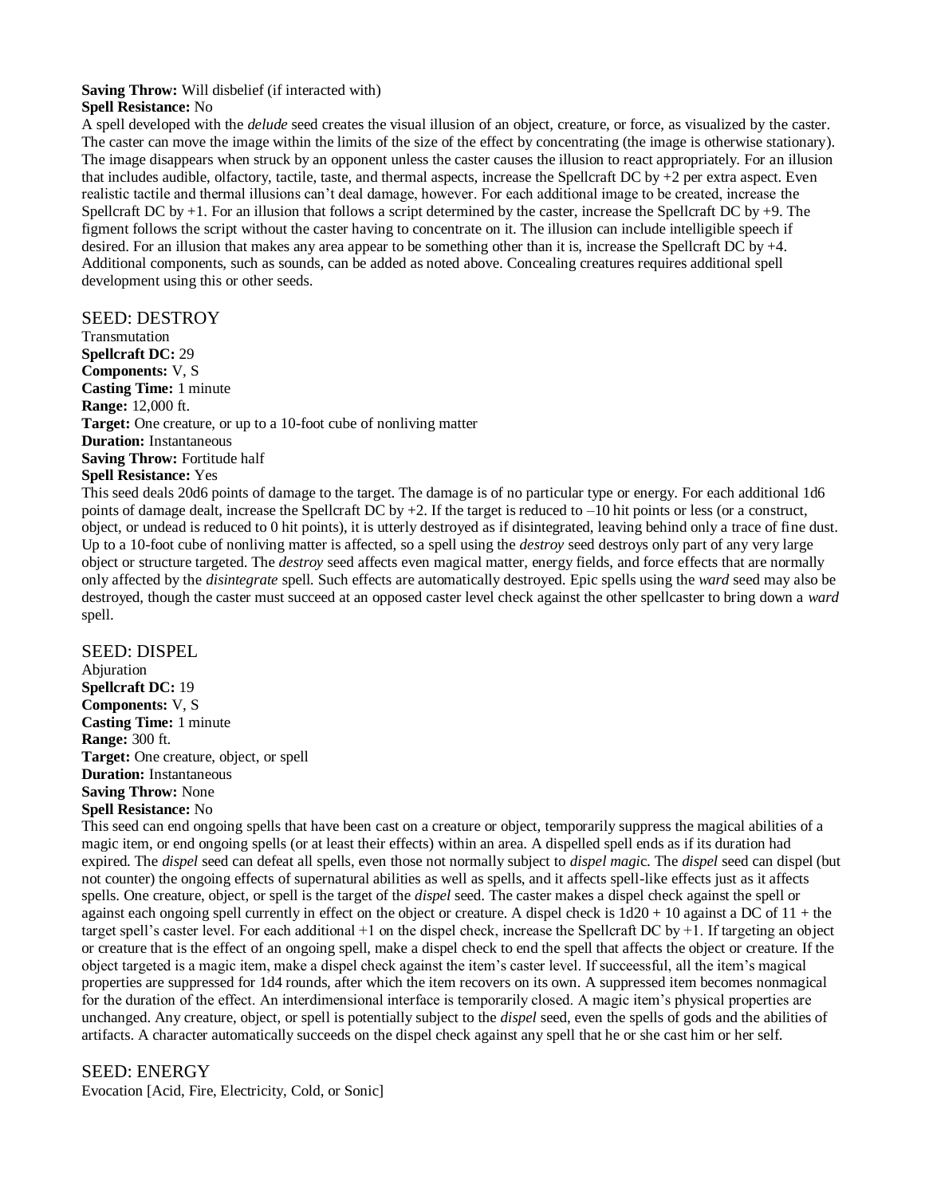**Saving Throw:** Will disbelief (if interacted with)
**Spell Resistance:** No
A spell developed with the *delude* seed creates the visual illusion of an object, creature, or force, as visualized by the caster. The caster can move the image within the limits of the size of the effect by concentrating (the image is otherwise stationary). The image disappears when struck by an opponent unless the caster causes the illusion to react appropriately. For an illusion that includes audible, olfactory, tactile, taste, and thermal aspects, increase the Spellcraft DC by +2 per extra aspect. Even realistic tactile and thermal illusions can't deal damage, however. For each additional image to be created, increase the Spellcraft DC by +1. For an illusion that follows a script determined by the caster, increase the Spellcraft DC by +9. The figment follows the script without the caster having to concentrate on it. The illusion can include intelligible speech if desired. For an illusion that makes any area appear to be something other than it is, increase the Spellcraft DC by +4. Additional components, such as sounds, can be added as noted above. Concealing creatures requires additional spell development using this or other seeds.

## SEED: DESTROY

Transmutation
**Spellcraft DC:** 29
**Components:** V, S
**Casting Time:** 1 minute
**Range:** 12,000 ft.
**Target:** One creature, or up to a 10-foot cube of nonliving matter
**Duration:** Instantaneous
**Saving Throw:** Fortitude half
**Spell Resistance:** Yes
This seed deals 20d6 points of damage to the target. The damage is of no particular type or energy. For each additional 1d6 points of damage dealt, increase the Spellcraft DC by +2. If the target is reduced to –10 hit points or less (or a construct, object, or undead is reduced to 0 hit points), it is utterly destroyed as if disintegrated, leaving behind only a trace of fine dust. Up to a 10-foot cube of nonliving matter is affected, so a spell using the *destroy* seed destroys only part of any very large object or structure targeted. The *destroy* seed affects even magical matter, energy fields, and force effects that are normally only affected by the *disintegrate* spell. Such effects are automatically destroyed. Epic spells using the *ward* seed may also be destroyed, though the caster must succeed at an opposed caster level check against the other spellcaster to bring down a *ward* spell.

## SEED: DISPEL

Abjuration
**Spellcraft DC:** 19
**Components:** V, S
**Casting Time:** 1 minute
**Range:** 300 ft.
**Target:** One creature, object, or spell
**Duration:** Instantaneous
**Saving Throw:** None
**Spell Resistance:** No
This seed can end ongoing spells that have been cast on a creature or object, temporarily suppress the magical abilities of a magic item, or end ongoing spells (or at least their effects) within an area. A dispelled spell ends as if its duration had expired. The *dispel* seed can defeat all spells, even those not normally subject to *dispel magi*c. The *dispel* seed can dispel (but not counter) the ongoing effects of supernatural abilities as well as spells, and it affects spell-like effects just as it affects spells. One creature, object, or spell is the target of the *dispel* seed. The caster makes a dispel check against the spell or against each ongoing spell currently in effect on the object or creature. A dispel check is 1d20 + 10 against a DC of 11 + the target spell's caster level. For each additional +1 on the dispel check, increase the Spellcraft DC by +1. If targeting an object or creature that is the effect of an ongoing spell, make a dispel check to end the spell that affects the object or creature. If the object targeted is a magic item, make a dispel check against the item's caster level. If successful, all the item's magical properties are suppressed for 1d4 rounds, after which the item recovers on its own. A suppressed item becomes nonmagical for the duration of the effect. An interdimensional interface is temporarily closed. A magic item's physical properties are unchanged. Any creature, object, or spell is potentially subject to the *dispel* seed, even the spells of gods and the abilities of artifacts. A character automatically succeeds on the dispel check against any spell that he or she cast him or her self.

## SEED: ENERGY

Evocation [Acid, Fire, Electricity, Cold, or Sonic]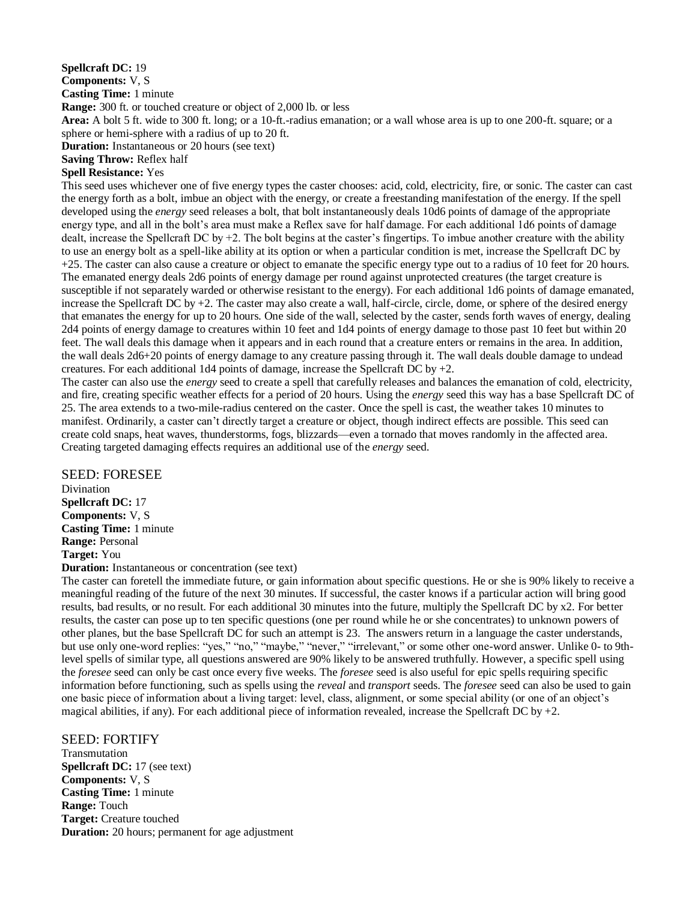**Spellcraft DC:** 19
**Components:** V, S
**Casting Time:** 1 minute
**Range:** 300 ft. or touched creature or object of 2,000 lb. or less
**Area:** A bolt 5 ft. wide to 300 ft. long; or a 10-ft.-radius emanation; or a wall whose area is up to one 200-ft. square; or a sphere or hemi-sphere with a radius of up to 20 ft.
**Duration:** Instantaneous or 20 hours (see text)
**Saving Throw:** Reflex half
**Spell Resistance:** Yes

This seed uses whichever one of five energy types the caster chooses: acid, cold, electricity, fire, or sonic. The caster can cast the energy forth as a bolt, imbue an object with the energy, or create a freestanding manifestation of the energy. If the spell developed using the *energy* seed releases a bolt, that bolt instantaneously deals 10d6 points of damage of the appropriate energy type, and all in the bolt's area must make a Reflex save for half damage. For each additional 1d6 points of damage dealt, increase the Spellcraft DC by +2. The bolt begins at the caster's fingertips. To imbue another creature with the ability to use an energy bolt as a spell-like ability at its option or when a particular condition is met, increase the Spellcraft DC by +25. The caster can also cause a creature or object to emanate the specific energy type out to a radius of 10 feet for 20 hours. The emanated energy deals 2d6 points of energy damage per round against unprotected creatures (the target creature is susceptible if not separately warded or otherwise resistant to the energy). For each additional 1d6 points of damage emanated, increase the Spellcraft DC by +2. The caster may also create a wall, half-circle, circle, dome, or sphere of the desired energy that emanates the energy for up to 20 hours. One side of the wall, selected by the caster, sends forth waves of energy, dealing 2d4 points of energy damage to creatures within 10 feet and 1d4 points of energy damage to those past 10 feet but within 20 feet. The wall deals this damage when it appears and in each round that a creature enters or remains in the area. In addition, the wall deals 2d6+20 points of energy damage to any creature passing through it. The wall deals double damage to undead creatures. For each additional 1d4 points of damage, increase the Spellcraft DC by +2.

The caster can also use the *energy* seed to create a spell that carefully releases and balances the emanation of cold, electricity, and fire, creating specific weather effects for a period of 20 hours. Using the *energy* seed this way has a base Spellcraft DC of 25. The area extends to a two-mile-radius centered on the caster. Once the spell is cast, the weather takes 10 minutes to manifest. Ordinarily, a caster can't directly target a creature or object, though indirect effects are possible. This seed can create cold snaps, heat waves, thunderstorms, fogs, blizzards—even a tornado that moves randomly in the affected area. Creating targeted damaging effects requires an additional use of the *energy* seed.

## SEED: FORESEE

Divination
**Spellcraft DC:** 17
**Components:** V, S
**Casting Time:** 1 minute
**Range:** Personal
**Target:** You
**Duration:** Instantaneous or concentration (see text)

The caster can foretell the immediate future, or gain information about specific questions. He or she is 90% likely to receive a meaningful reading of the future of the next 30 minutes. If successful, the caster knows if a particular action will bring good results, bad results, or no result. For each additional 30 minutes into the future, multiply the Spellcraft DC by x2. For better results, the caster can pose up to ten specific questions (one per round while he or she concentrates) to unknown powers of other planes, but the base Spellcraft DC for such an attempt is 23. The answers return in a language the caster understands, but use only one-word replies: "yes," "no," "maybe," "never," "irrelevant," or some other one-word answer. Unlike 0- to 9th-level spells of similar type, all questions answered are 90% likely to be answered truthfully. However, a specific spell using the *foresee* seed can only be cast once every five weeks. The *foresee* seed is also useful for epic spells requiring specific information before functioning, such as spells using the *reveal* and *transport* seeds. The *foresee* seed can also be used to gain one basic piece of information about a living target: level, class, alignment, or some special ability (or one of an object's magical abilities, if any). For each additional piece of information revealed, increase the Spellcraft DC by +2.

## SEED: FORTIFY

Transmutation
**Spellcraft DC:** 17 (see text)
**Components:** V, S
**Casting Time:** 1 minute
**Range:** Touch
**Target:** Creature touched
**Duration:** 20 hours; permanent for age adjustment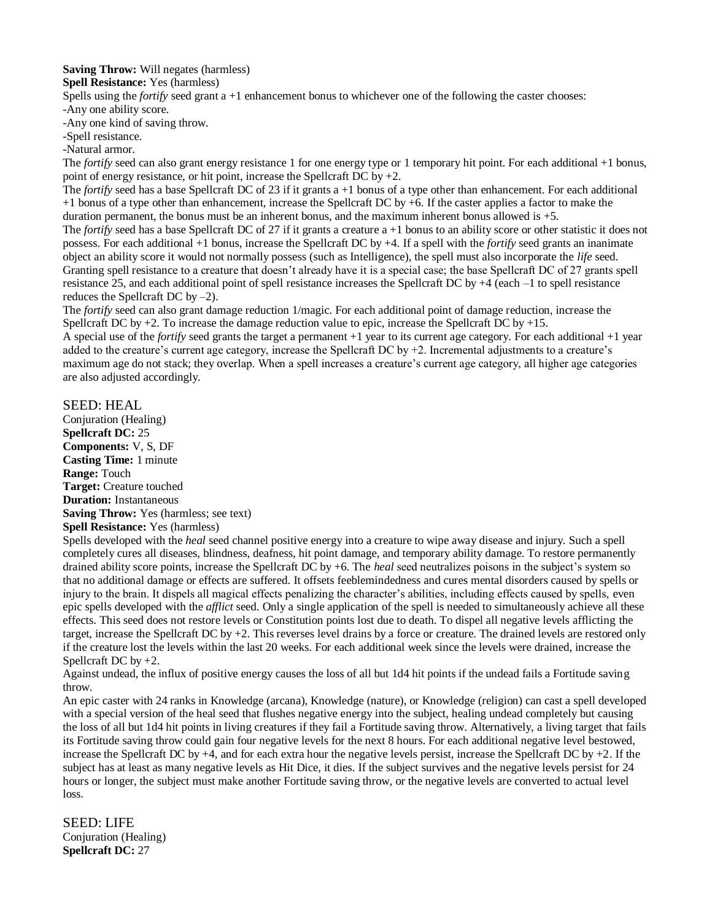**Saving Throw:** Will negates (harmless)
**Spell Resistance:** Yes (harmless)
Spells using the *fortify* seed grant a +1 enhancement bonus to whichever one of the following the caster chooses:
-Any one ability score.
-Any one kind of saving throw.
-Spell resistance.
-Natural armor.
The *fortify* seed can also grant energy resistance 1 for one energy type or 1 temporary hit point. For each additional +1 bonus, point of energy resistance, or hit point, increase the Spellcraft DC by +2.
The *fortify* seed has a base Spellcraft DC of 23 if it grants a +1 bonus of a type other than enhancement. For each additional +1 bonus of a type other than enhancement, increase the Spellcraft DC by +6. If the caster applies a factor to make the duration permanent, the bonus must be an inherent bonus, and the maximum inherent bonus allowed is +5.
The *fortify* seed has a base Spellcraft DC of 27 if it grants a creature a +1 bonus to an ability score or other statistic it does not possess. For each additional +1 bonus, increase the Spellcraft DC by +4. If a spell with the *fortify* seed grants an inanimate object an ability score it would not normally possess (such as Intelligence), the spell must also incorporate the *life* seed. Granting spell resistance to a creature that doesn't already have it is a special case; the base Spellcraft DC of 27 grants spell resistance 25, and each additional point of spell resistance increases the Spellcraft DC by +4 (each –1 to spell resistance reduces the Spellcraft DC by –2).
The *fortify* seed can also grant damage reduction 1/magic. For each additional point of damage reduction, increase the Spellcraft DC by +2. To increase the damage reduction value to epic, increase the Spellcraft DC by +15.
A special use of the *fortify* seed grants the target a permanent +1 year to its current age category. For each additional +1 year added to the creature's current age category, increase the Spellcraft DC by +2. Incremental adjustments to a creature's maximum age do not stack; they overlap. When a spell increases a creature's current age category, all higher age categories are also adjusted accordingly.

## SEED: HEAL

Conjuration (Healing)
**Spellcraft DC:** 25
**Components:** V, S, DF
**Casting Time:** 1 minute
**Range:** Touch
**Target:** Creature touched
**Duration:** Instantaneous
**Saving Throw:** Yes (harmless; see text)
**Spell Resistance:** Yes (harmless)
Spells developed with the *heal* seed channel positive energy into a creature to wipe away disease and injury. Such a spell completely cures all diseases, blindness, deafness, hit point damage, and temporary ability damage. To restore permanently drained ability score points, increase the Spellcraft DC by +6. The *heal* seed neutralizes poisons in the subject's system so that no additional damage or effects are suffered. It offsets feeblemindedness and cures mental disorders caused by spells or injury to the brain. It dispels all magical effects penalizing the character's abilities, including effects caused by spells, even epic spells developed with the *afflict* seed. Only a single application of the spell is needed to simultaneously achieve all these effects. This seed does not restore levels or Constitution points lost due to death. To dispel all negative levels afflicting the target, increase the Spellcraft DC by +2. This reverses level drains by a force or creature. The drained levels are restored only if the creature lost the levels within the last 20 weeks. For each additional week since the levels were drained, increase the Spellcraft DC by +2.
Against undead, the influx of positive energy causes the loss of all but 1d4 hit points if the undead fails a Fortitude saving throw.
An epic caster with 24 ranks in Knowledge (arcana), Knowledge (nature), or Knowledge (religion) can cast a spell developed with a special version of the heal seed that flushes negative energy into the subject, healing undead completely but causing the loss of all but 1d4 hit points in living creatures if they fail a Fortitude saving throw. Alternatively, a living target that fails its Fortitude saving throw could gain four negative levels for the next 8 hours. For each additional negative level bestowed, increase the Spellcraft DC by +4, and for each extra hour the negative levels persist, increase the Spellcraft DC by +2. If the subject has at least as many negative levels as Hit Dice, it dies. If the subject survives and the negative levels persist for 24 hours or longer, the subject must make another Fortitude saving throw, or the negative levels are converted to actual level loss.

## SEED: LIFE

Conjuration (Healing)
**Spellcraft DC:** 27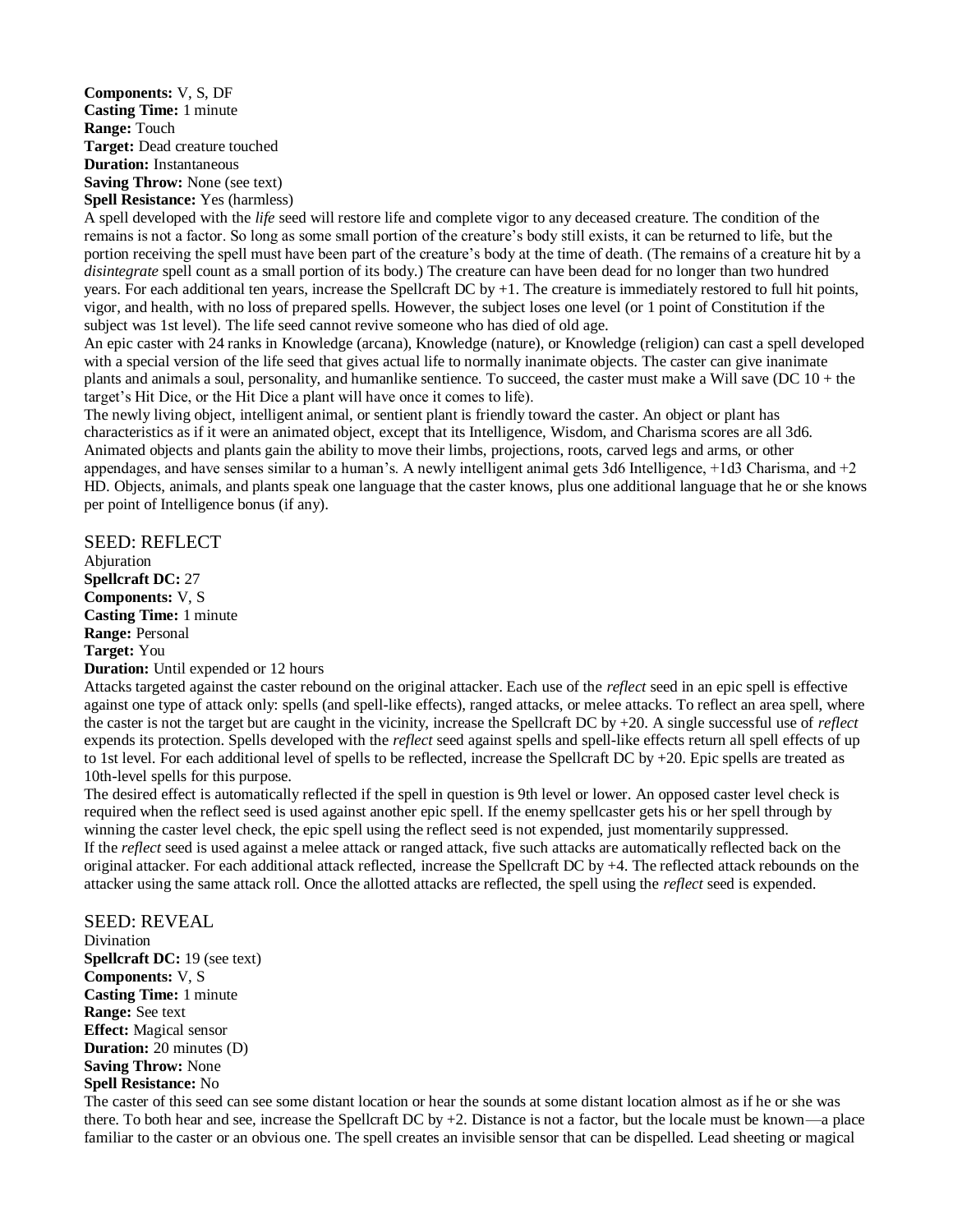**Components:** V, S, DF
**Casting Time:** 1 minute
**Range:** Touch
**Target:** Dead creature touched
**Duration:** Instantaneous
**Saving Throw:** None (see text)
**Spell Resistance:** Yes (harmless)

A spell developed with the *life* seed will restore life and complete vigor to any deceased creature. The condition of the remains is not a factor. So long as some small portion of the creature's body still exists, it can be returned to life, but the portion receiving the spell must have been part of the creature's body at the time of death. (The remains of a creature hit by a *disintegrate* spell count as a small portion of its body.) The creature can have been dead for no longer than two hundred years. For each additional ten years, increase the Spellcraft DC by +1. The creature is immediately restored to full hit points, vigor, and health, with no loss of prepared spells. However, the subject loses one level (or 1 point of Constitution if the subject was 1st level). The life seed cannot revive someone who has died of old age.

An epic caster with 24 ranks in Knowledge (arcana), Knowledge (nature), or Knowledge (religion) can cast a spell developed with a special version of the life seed that gives actual life to normally inanimate objects. The caster can give inanimate plants and animals a soul, personality, and humanlike sentience. To succeed, the caster must make a Will save (DC 10 + the target's Hit Dice, or the Hit Dice a plant will have once it comes to life).

The newly living object, intelligent animal, or sentient plant is friendly toward the caster. An object or plant has characteristics as if it were an animated object, except that its Intelligence, Wisdom, and Charisma scores are all 3d6. Animated objects and plants gain the ability to move their limbs, projections, roots, carved legs and arms, or other appendages, and have senses similar to a human's. A newly intelligent animal gets 3d6 Intelligence, +1d3 Charisma, and +2 HD. Objects, animals, and plants speak one language that the caster knows, plus one additional language that he or she knows per point of Intelligence bonus (if any).

## SEED: REFLECT

Abjuration
**Spellcraft DC:** 27
**Components:** V, S
**Casting Time:** 1 minute
**Range:** Personal
**Target:** You
**Duration:** Until expended or 12 hours

Attacks targeted against the caster rebound on the original attacker. Each use of the *reflect* seed in an epic spell is effective against one type of attack only: spells (and spell-like effects), ranged attacks, or melee attacks. To reflect an area spell, where the caster is not the target but are caught in the vicinity, increase the Spellcraft DC by +20. A single successful use of *reflect* expends its protection. Spells developed with the *reflect* seed against spells and spell-like effects return all spell effects of up to 1st level. For each additional level of spells to be reflected, increase the Spellcraft DC by +20. Epic spells are treated as 10th-level spells for this purpose.

The desired effect is automatically reflected if the spell in question is 9th level or lower. An opposed caster level check is required when the reflect seed is used against another epic spell. If the enemy spellcaster gets his or her spell through by winning the caster level check, the epic spell using the reflect seed is not expended, just momentarily suppressed.

If the *reflect* seed is used against a melee attack or ranged attack, five such attacks are automatically reflected back on the original attacker. For each additional attack reflected, increase the Spellcraft DC by +4. The reflected attack rebounds on the attacker using the same attack roll. Once the allotted attacks are reflected, the spell using the *reflect* seed is expended.

## SEED: REVEAL

Divination
**Spellcraft DC:** 19 (see text)
**Components:** V, S
**Casting Time:** 1 minute
**Range:** See text
**Effect:** Magical sensor
**Duration:** 20 minutes (D)
**Saving Throw:** None
**Spell Resistance:** No

The caster of this seed can see some distant location or hear the sounds at some distant location almost as if he or she was there. To both hear and see, increase the Spellcraft DC by +2. Distance is not a factor, but the locale must be known—a place familiar to the caster or an obvious one. The spell creates an invisible sensor that can be dispelled. Lead sheeting or magical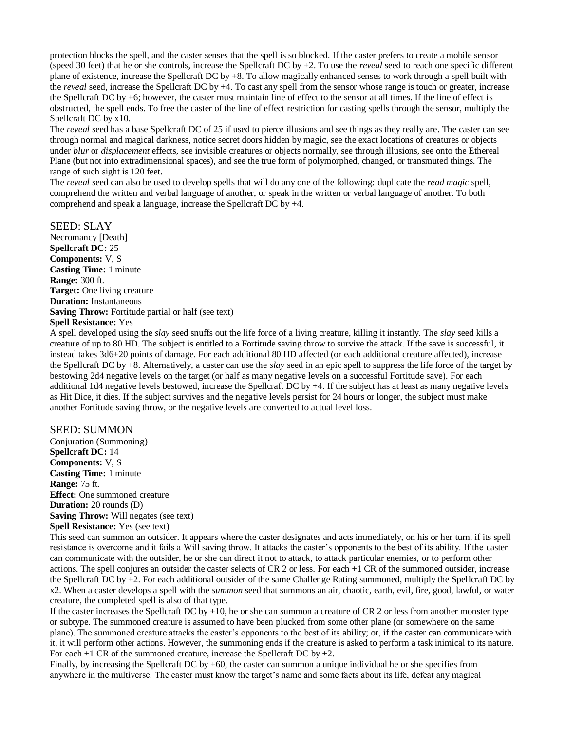protection blocks the spell, and the caster senses that the spell is so blocked. If the caster prefers to create a mobile sensor (speed 30 feet) that he or she controls, increase the Spellcraft DC by +2. To use the *reveal* seed to reach one specific different plane of existence, increase the Spellcraft DC by +8. To allow magically enhanced senses to work through a spell built with the *reveal* seed, increase the Spellcraft DC by +4. To cast any spell from the sensor whose range is touch or greater, increase the Spellcraft DC by +6; however, the caster must maintain line of effect to the sensor at all times. If the line of effect is obstructed, the spell ends. To free the caster of the line of effect restriction for casting spells through the sensor, multiply the Spellcraft DC by x10.

The *reveal* seed has a base Spellcraft DC of 25 if used to pierce illusions and see things as they really are. The caster can see through normal and magical darkness, notice secret doors hidden by magic, see the exact locations of creatures or objects under *blur* or *displacement* effects, see invisible creatures or objects normally, see through illusions, see onto the Ethereal Plane (but not into extradimensional spaces), and see the true form of polymorphed, changed, or transmuted things. The range of such sight is 120 feet.

The *reveal* seed can also be used to develop spells that will do any one of the following: duplicate the *read magic* spell, comprehend the written and verbal language of another, or speak in the written or verbal language of another. To both comprehend and speak a language, increase the Spellcraft DC by +4.

## SEED: SLAY

Necromancy [Death]
**Spellcraft DC:** 25
**Components:** V, S
**Casting Time:** 1 minute
**Range:** 300 ft.
**Target:** One living creature
**Duration:** Instantaneous
**Saving Throw:** Fortitude partial or half (see text)
**Spell Resistance:** Yes

A spell developed using the *slay* seed snuffs out the life force of a living creature, killing it instantly. The *slay* seed kills a creature of up to 80 HD. The subject is entitled to a Fortitude saving throw to survive the attack. If the save is successful, it instead takes 3d6+20 points of damage. For each additional 80 HD affected (or each additional creature affected), increase the Spellcraft DC by +8. Alternatively, a caster can use the *slay* seed in an epic spell to suppress the life force of the target by bestowing 2d4 negative levels on the target (or half as many negative levels on a successful Fortitude save). For each additional 1d4 negative levels bestowed, increase the Spellcraft DC by +4. If the subject has at least as many negative levels as Hit Dice, it dies. If the subject survives and the negative levels persist for 24 hours or longer, the subject must make another Fortitude saving throw, or the negative levels are converted to actual level loss.

## SEED: SUMMON

Conjuration (Summoning)
**Spellcraft DC:** 14
**Components:** V, S
**Casting Time:** 1 minute
**Range:** 75 ft.
**Effect:** One summoned creature
**Duration:** 20 rounds (D)
**Saving Throw:** Will negates (see text)
**Spell Resistance:** Yes (see text)

This seed can summon an outsider. It appears where the caster designates and acts immediately, on his or her turn, if its spell resistance is overcome and it fails a Will saving throw. It attacks the caster's opponents to the best of its ability. If the caster can communicate with the outsider, he or she can direct it not to attack, to attack particular enemies, or to perform other actions. The spell conjures an outsider the caster selects of CR 2 or less. For each +1 CR of the summoned outsider, increase the Spellcraft DC by +2. For each additional outsider of the same Challenge Rating summoned, multiply the Spellcraft DC by x2. When a caster develops a spell with the *summon* seed that summons an air, chaotic, earth, evil, fire, good, lawful, or water creature, the completed spell is also of that type.

If the caster increases the Spellcraft DC by +10, he or she can summon a creature of CR 2 or less from another monster type or subtype. The summoned creature is assumed to have been plucked from some other plane (or somewhere on the same plane). The summoned creature attacks the caster's opponents to the best of its ability; or, if the caster can communicate with it, it will perform other actions. However, the summoning ends if the creature is asked to perform a task inimical to its nature. For each +1 CR of the summoned creature, increase the Spellcraft DC by +2.

Finally, by increasing the Spellcraft DC by +60, the caster can summon a unique individual he or she specifies from anywhere in the multiverse. The caster must know the target's name and some facts about its life, defeat any magical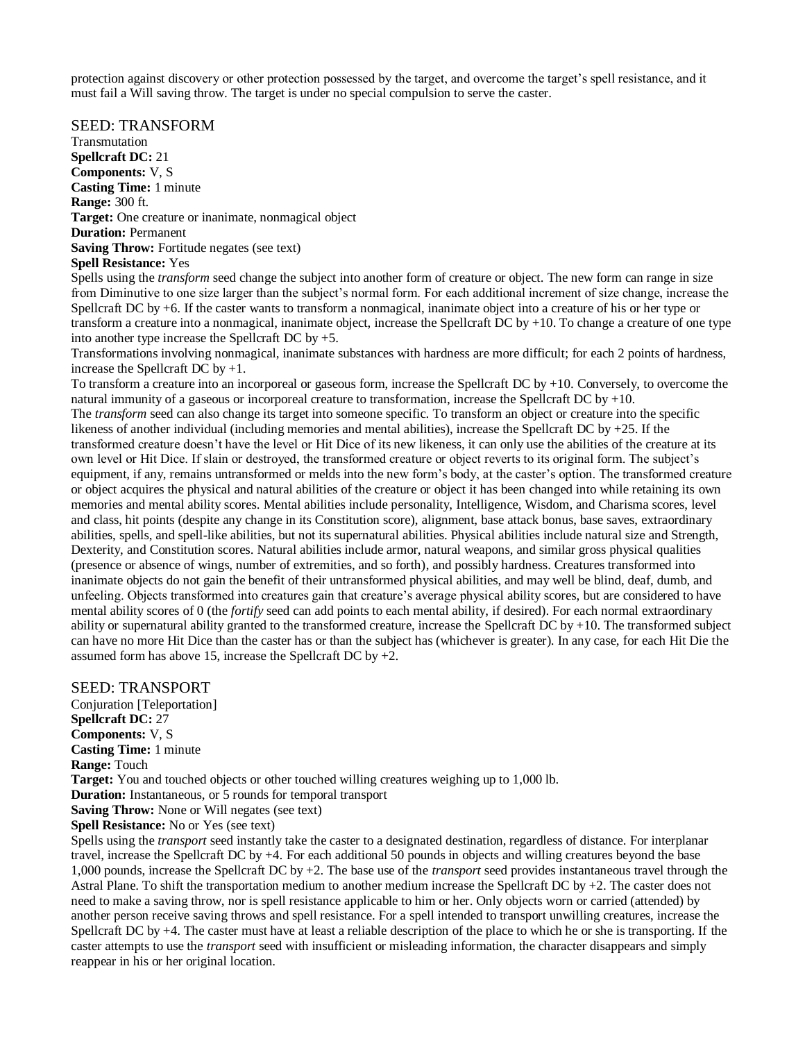protection against discovery or other protection possessed by the target, and overcome the target's spell resistance, and it must fail a Will saving throw. The target is under no special compulsion to serve the caster.

## SEED: TRANSFORM

Transmutation
**Spellcraft DC:** 21
**Components:** V, S
**Casting Time:** 1 minute
**Range:** 300 ft.
**Target:** One creature or inanimate, nonmagical object
**Duration:** Permanent
**Saving Throw:** Fortitude negates (see text)
**Spell Resistance:** Yes

Spells using the *transform* seed change the subject into another form of creature or object. The new form can range in size from Diminutive to one size larger than the subject's normal form. For each additional increment of size change, increase the Spellcraft DC by +6. If the caster wants to transform a nonmagical, inanimate object into a creature of his or her type or transform a creature into a nonmagical, inanimate object, increase the Spellcraft DC by +10. To change a creature of one type into another type increase the Spellcraft DC by +5.

Transformations involving nonmagical, inanimate substances with hardness are more difficult; for each 2 points of hardness, increase the Spellcraft DC by +1.

To transform a creature into an incorporeal or gaseous form, increase the Spellcraft DC by +10. Conversely, to overcome the natural immunity of a gaseous or incorporeal creature to transformation, increase the Spellcraft DC by +10.

The *transform* seed can also change its target into someone specific. To transform an object or creature into the specific likeness of another individual (including memories and mental abilities), increase the Spellcraft DC by +25. If the transformed creature doesn't have the level or Hit Dice of its new likeness, it can only use the abilities of the creature at its own level or Hit Dice. If slain or destroyed, the transformed creature or object reverts to its original form. The subject's equipment, if any, remains untransformed or melds into the new form's body, at the caster's option. The transformed creature or object acquires the physical and natural abilities of the creature or object it has been changed into while retaining its own memories and mental ability scores. Mental abilities include personality, Intelligence, Wisdom, and Charisma scores, level and class, hit points (despite any change in its Constitution score), alignment, base attack bonus, base saves, extraordinary abilities, spells, and spell-like abilities, but not its supernatural abilities. Physical abilities include natural size and Strength, Dexterity, and Constitution scores. Natural abilities include armor, natural weapons, and similar gross physical qualities (presence or absence of wings, number of extremities, and so forth), and possibly hardness. Creatures transformed into inanimate objects do not gain the benefit of their untransformed physical abilities, and may well be blind, deaf, dumb, and unfeeling. Objects transformed into creatures gain that creature's average physical ability scores, but are considered to have mental ability scores of 0 (the *fortify* seed can add points to each mental ability, if desired). For each normal extraordinary ability or supernatural ability granted to the transformed creature, increase the Spellcraft DC by +10. The transformed subject can have no more Hit Dice than the caster has or than the subject has (whichever is greater). In any case, for each Hit Die the assumed form has above 15, increase the Spellcraft DC by +2.

## SEED: TRANSPORT

Conjuration [Teleportation]
**Spellcraft DC:** 27
**Components:** V, S
**Casting Time:** 1 minute
**Range:** Touch
**Target:** You and touched objects or other touched willing creatures weighing up to 1,000 lb.
**Duration:** Instantaneous, or 5 rounds for temporal transport
**Saving Throw:** None or Will negates (see text)
**Spell Resistance:** No or Yes (see text)

Spells using the *transport* seed instantly take the caster to a designated destination, regardless of distance. For interplanar travel, increase the Spellcraft DC by +4. For each additional 50 pounds in objects and willing creatures beyond the base 1,000 pounds, increase the Spellcraft DC by +2. The base use of the *transport* seed provides instantaneous travel through the Astral Plane. To shift the transportation medium to another medium increase the Spellcraft DC by +2. The caster does not need to make a saving throw, nor is spell resistance applicable to him or her. Only objects worn or carried (attended) by another person receive saving throws and spell resistance. For a spell intended to transport unwilling creatures, increase the Spellcraft DC by +4. The caster must have at least a reliable description of the place to which he or she is transporting. If the caster attempts to use the *transport* seed with insufficient or misleading information, the character disappears and simply reappear in his or her original location.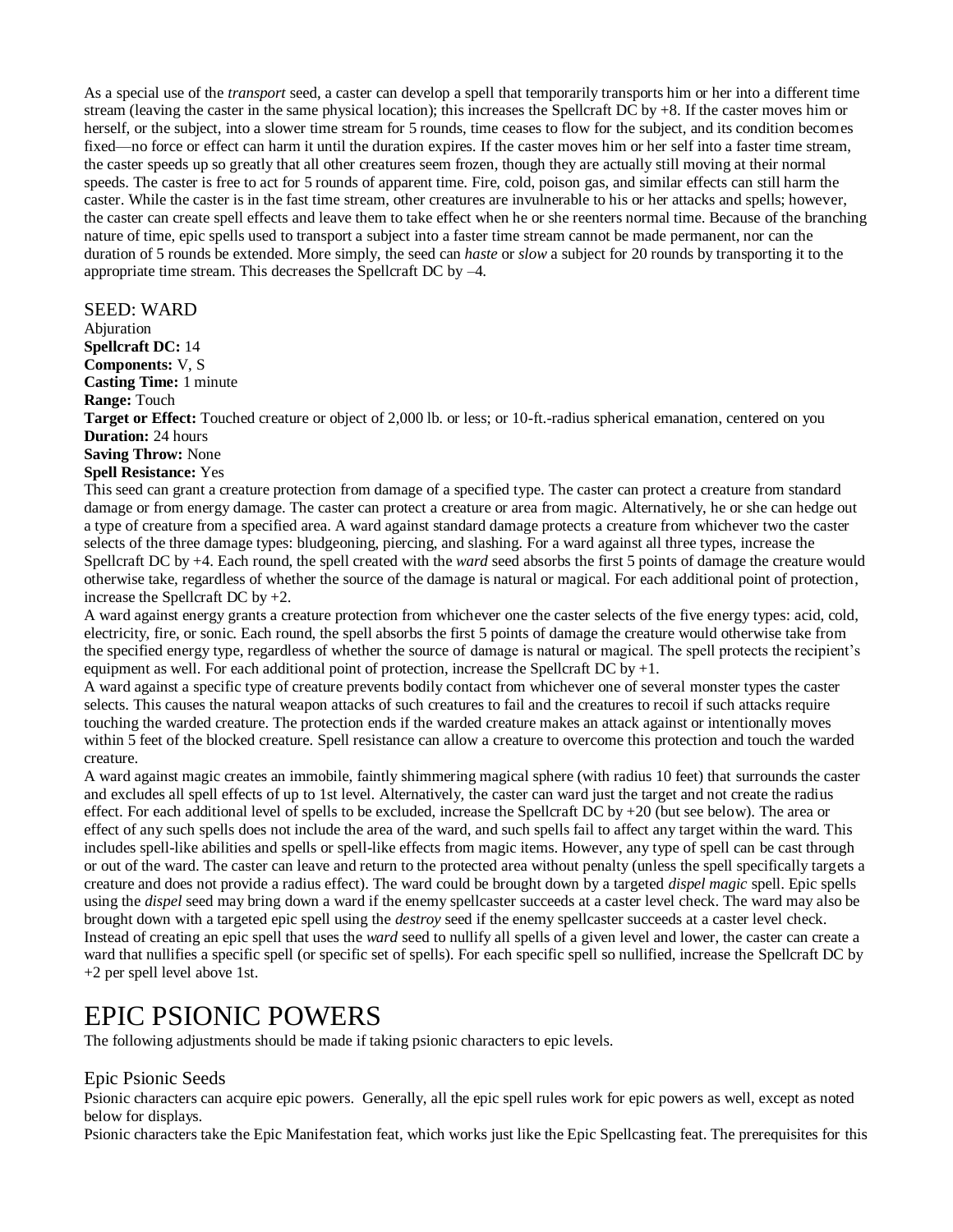As a special use of the *transport* seed, a caster can develop a spell that temporarily transports him or her into a different time stream (leaving the caster in the same physical location); this increases the Spellcraft DC by +8. If the caster moves him or herself, or the subject, into a slower time stream for 5 rounds, time ceases to flow for the subject, and its condition becomes fixed—no force or effect can harm it until the duration expires. If the caster moves him or her self into a faster time stream, the caster speeds up so greatly that all other creatures seem frozen, though they are actually still moving at their normal speeds. The caster is free to act for 5 rounds of apparent time. Fire, cold, poison gas, and similar effects can still harm the caster. While the caster is in the fast time stream, other creatures are invulnerable to his or her attacks and spells; however, the caster can create spell effects and leave them to take effect when he or she reenters normal time. Because of the branching nature of time, epic spells used to transport a subject into a faster time stream cannot be made permanent, nor can the duration of 5 rounds be extended. More simply, the seed can *haste* or *slow* a subject for 20 rounds by transporting it to the appropriate time stream. This decreases the Spellcraft DC by –4.

### SEED: WARD

Abjuration
**Spellcraft DC:** 14
**Components:** V, S
**Casting Time:** 1 minute
**Range:** Touch
**Target or Effect:** Touched creature or object of 2,000 lb. or less; or 10-ft.-radius spherical emanation, centered on you
**Duration:** 24 hours
**Saving Throw:** None
**Spell Resistance:** Yes

This seed can grant a creature protection from damage of a specified type. The caster can protect a creature from standard damage or from energy damage. The caster can protect a creature or area from magic. Alternatively, he or she can hedge out a type of creature from a specified area. A ward against standard damage protects a creature from whichever two the caster selects of the three damage types: bludgeoning, piercing, and slashing. For a ward against all three types, increase the Spellcraft DC by +4. Each round, the spell created with the *ward* seed absorbs the first 5 points of damage the creature would otherwise take, regardless of whether the source of the damage is natural or magical. For each additional point of protection, increase the Spellcraft DC by +2.

A ward against energy grants a creature protection from whichever one the caster selects of the five energy types: acid, cold, electricity, fire, or sonic. Each round, the spell absorbs the first 5 points of damage the creature would otherwise take from the specified energy type, regardless of whether the source of damage is natural or magical. The spell protects the recipient's equipment as well. For each additional point of protection, increase the Spellcraft DC by +1.

A ward against a specific type of creature prevents bodily contact from whichever one of several monster types the caster selects. This causes the natural weapon attacks of such creatures to fail and the creatures to recoil if such attacks require touching the warded creature. The protection ends if the warded creature makes an attack against or intentionally moves within 5 feet of the blocked creature. Spell resistance can allow a creature to overcome this protection and touch the warded creature.

A ward against magic creates an immobile, faintly shimmering magical sphere (with radius 10 feet) that surrounds the caster and excludes all spell effects of up to 1st level. Alternatively, the caster can ward just the target and not create the radius effect. For each additional level of spells to be excluded, increase the Spellcraft DC by +20 (but see below). The area or effect of any such spells does not include the area of the ward, and such spells fail to affect any target within the ward. This includes spell-like abilities and spells or spell-like effects from magic items. However, any type of spell can be cast through or out of the ward. The caster can leave and return to the protected area without penalty (unless the spell specifically targets a creature and does not provide a radius effect). The ward could be brought down by a targeted *dispel magic* spell. Epic spells using the *dispel* seed may bring down a ward if the enemy spellcaster succeeds at a caster level check. The ward may also be brought down with a targeted epic spell using the *destroy* seed if the enemy spellcaster succeeds at a caster level check. Instead of creating an epic spell that uses the *ward* seed to nullify all spells of a given level and lower, the caster can create a ward that nullifies a specific spell (or specific set of spells). For each specific spell so nullified, increase the Spellcraft DC by +2 per spell level above 1st.

# EPIC PSIONIC POWERS

The following adjustments should be made if taking psionic characters to epic levels.

## Epic Psionic Seeds

Psionic characters can acquire epic powers. Generally, all the epic spell rules work for epic powers as well, except as noted below for displays.

Psionic characters take the Epic Manifestation feat, which works just like the Epic Spellcasting feat. The prerequisites for this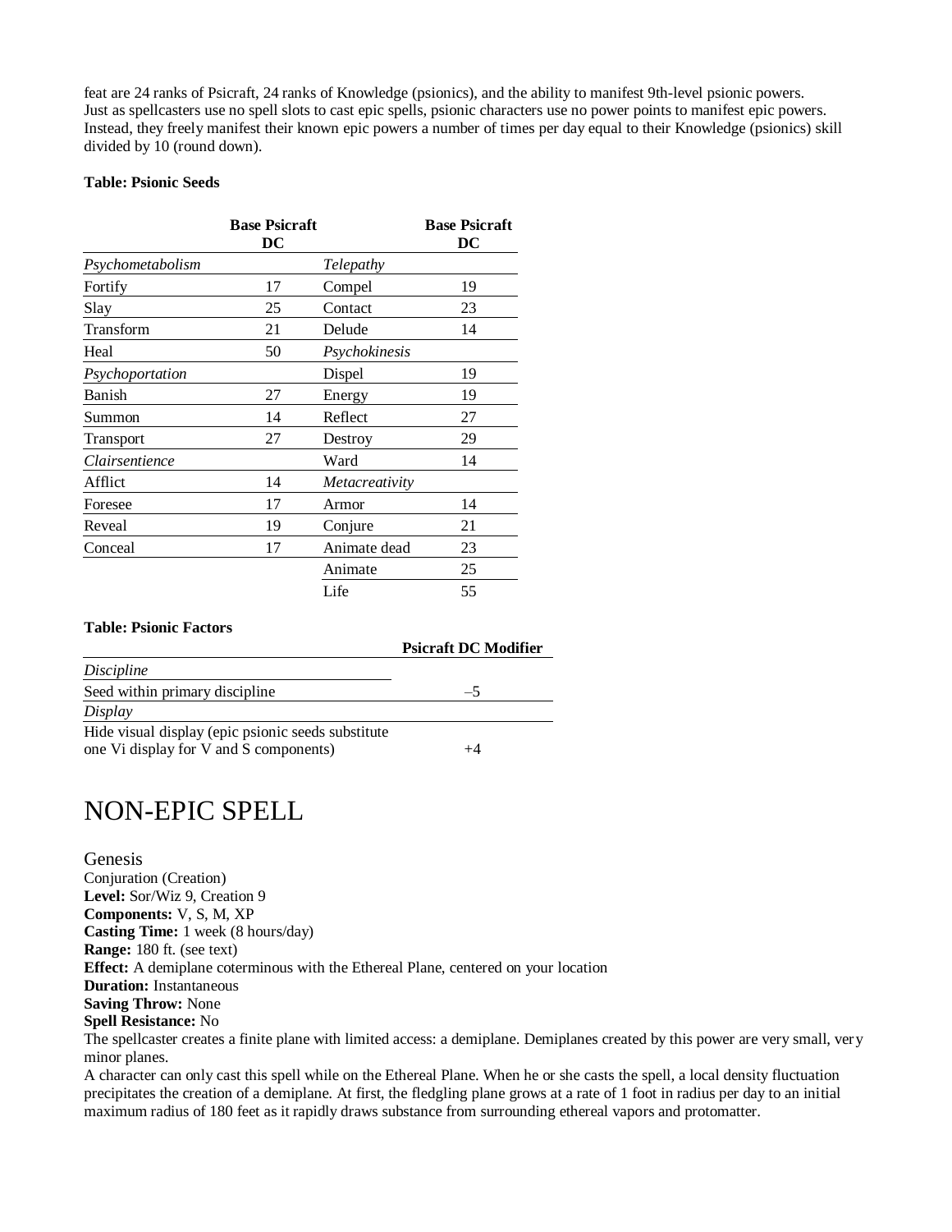feat are 24 ranks of Psicraft, 24 ranks of Knowledge (psionics), and the ability to manifest 9th-level psionic powers. Just as spellcasters use no spell slots to cast epic spells, psionic characters use no power points to manifest epic powers. Instead, they freely manifest their known epic powers a number of times per day equal to their Knowledge (psionics) skill divided by 10 (round down).

**Table: Psionic Seeds**

| | Base Psicraft DC | | Base Psicraft DC |
|---|---|---|---|
| *Psychometabolism* | | *Telepathy* | |
| Fortify | 17 | Compel | 19 |
| Slay | 25 | Contact | 23 |
| Transform | 21 | Delude | 14 |
| Heal | 50 | *Psychokinesis* | |
| *Psychoportation* | | Dispel | 19 |
| Banish | 27 | Energy | 19 |
| Summon | 14 | Reflect | 27 |
| Transport | 27 | Destroy | 29 |
| *Clairsentience* | | Ward | 14 |
| Afflict | 14 | *Metacreativity* | |
| Foresee | 17 | Armor | 14 |
| Reveal | 19 | Conjure | 21 |
| Conceal | 17 | Animate dead | 23 |
| | | Animate | 25 |
| | | Life | 55 |

**Table: Psionic Factors**

| | Psicraft DC Modifier |
|---|---|
| *Discipline* | |
| Seed within primary discipline | –5 |
| *Display* | |
| Hide visual display (epic psionic seeds substitute one Vi display for V and S components) | +4 |

# NON-EPIC SPELL

## Genesis

Conjuration (Creation)
**Level:** Sor/Wiz 9, Creation 9
**Components:** V, S, M, XP
**Casting Time:** 1 week (8 hours/day)
**Range:** 180 ft. (see text)
**Effect:** A demiplane coterminous with the Ethereal Plane, centered on your location
**Duration:** Instantaneous
**Saving Throw:** None
**Spell Resistance:** No

The spellcaster creates a finite plane with limited access: a demiplane. Demiplanes created by this power are very small, very minor planes.

A character can only cast this spell while on the Ethereal Plane. When he or she casts the spell, a local density fluctuation precipitates the creation of a demiplane. At first, the fledgling plane grows at a rate of 1 foot in radius per day to an initial maximum radius of 180 feet as it rapidly draws substance from surrounding ethereal vapors and protomatter.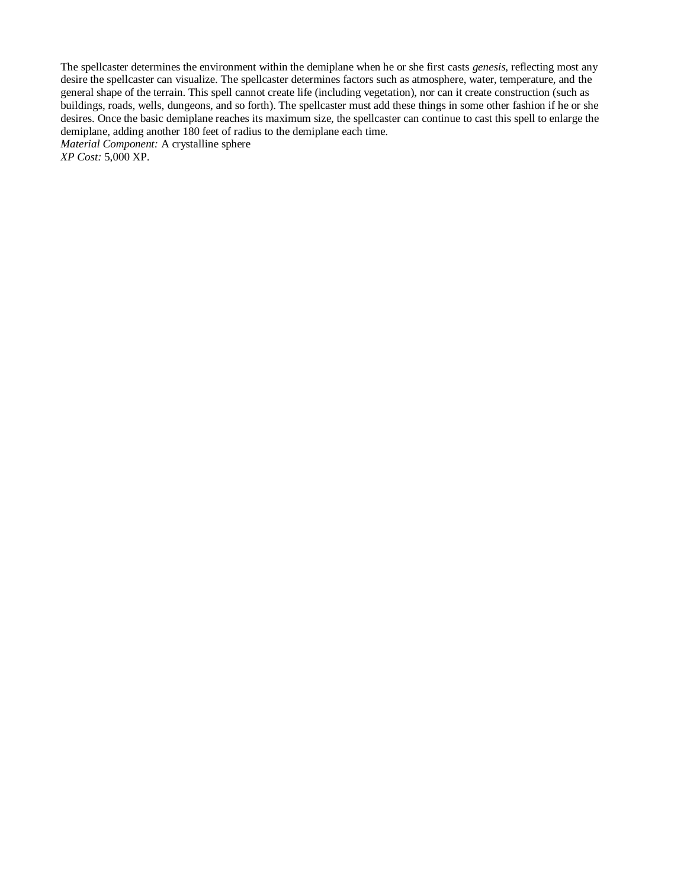The spellcaster determines the environment within the demiplane when he or she first casts *genesis,* reflecting most any desire the spellcaster can visualize. The spellcaster determines factors such as atmosphere, water, temperature, and the general shape of the terrain. This spell cannot create life (including vegetation), nor can it create construction (such as buildings, roads, wells, dungeons, and so forth). The spellcaster must add these things in some other fashion if he or she desires. Once the basic demiplane reaches its maximum size, the spellcaster can continue to cast this spell to enlarge the demiplane, adding another 180 feet of radius to the demiplane each time.
*Material Component:* A crystalline sphere
*XP Cost:* 5,000 XP.